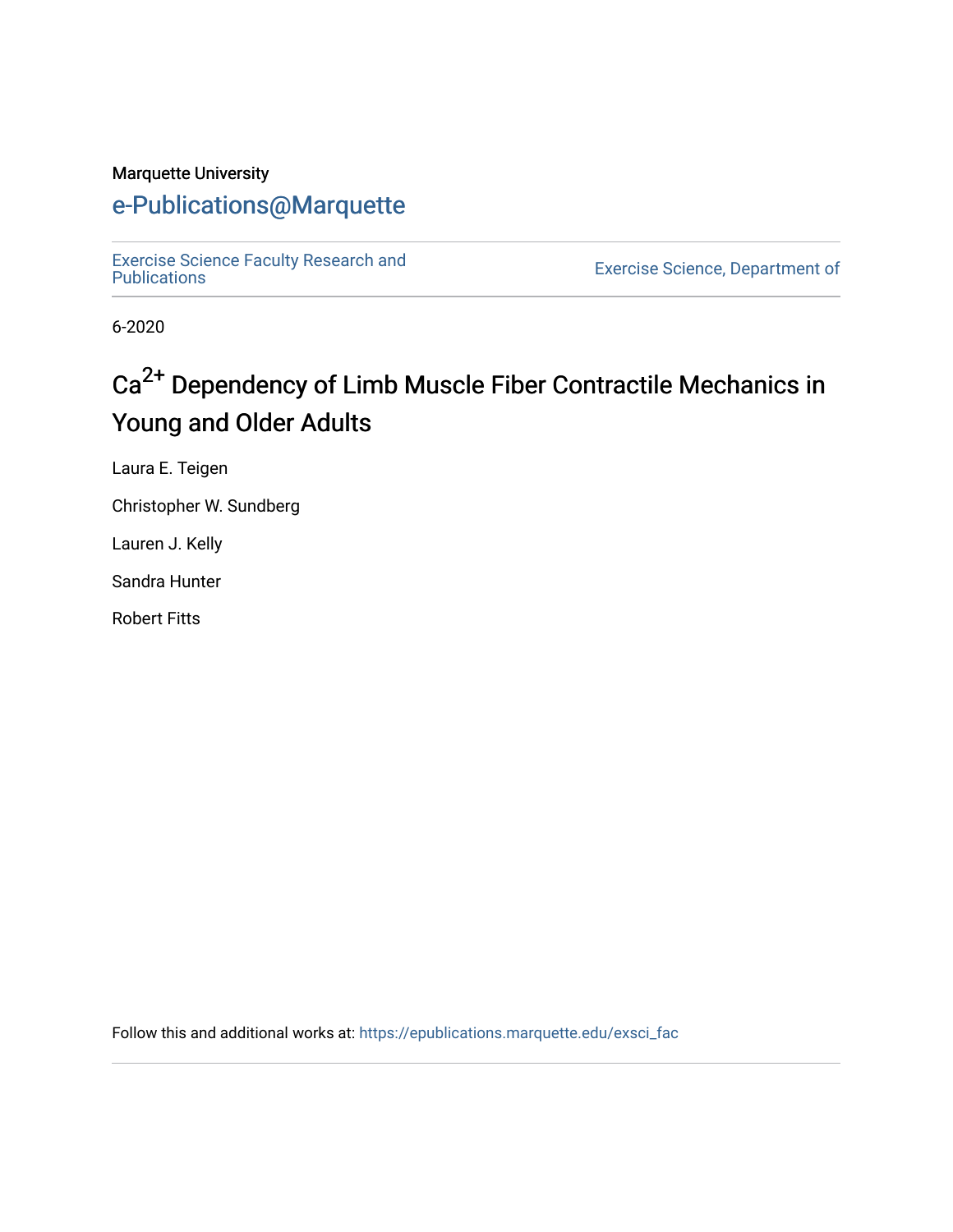Marquette University

# e-Publications@Marquette

Exercise Science Faculty Research and Publications

Exercise Science, Department of

6-2020

# $Ca^{2+}$ Dependency of Limb Muscle Fiber Contractile Mechanics in Young and Older Adults

Laura E. Teigen

Christopher W. Sundberg

Lauren J. Kelly

Sandra Hunter

Robert Fitts

Follow this and additional works at: https://epublications.marquette.edu/exsci_fac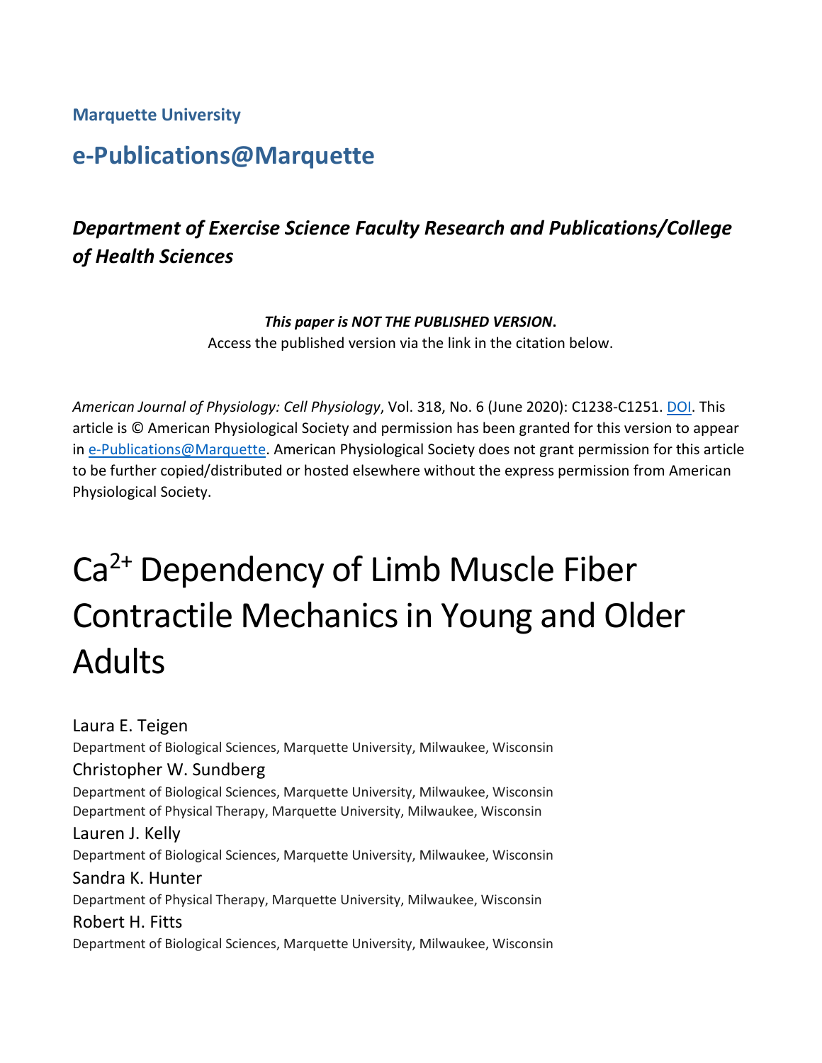**Marquette University**

## e-Publications@Marquette

### *Department of Exercise Science Faculty Research and Publications/College of Health Sciences*

***This paper is NOT THE PUBLISHED VERSION*.**
Access the published version via the link in the citation below.

*American Journal of Physiology: Cell Physiology*, Vol. 318, No. 6 (June 2020): C1238-C1251. DOI. This article is © American Physiological Society and permission has been granted for this version to appear in e-Publications@Marquette. American Physiological Society does not grant permission for this article to be further copied/distributed or hosted elsewhere without the express permission from American Physiological Society.

# $Ca^{2+}$ Dependency of Limb Muscle Fiber Contractile Mechanics in Young and Older Adults

Laura E. Teigen
Department of Biological Sciences, Marquette University, Milwaukee, Wisconsin

Christopher W. Sundberg
Department of Biological Sciences, Marquette University, Milwaukee, Wisconsin
Department of Physical Therapy, Marquette University, Milwaukee, Wisconsin

Lauren J. Kelly
Department of Biological Sciences, Marquette University, Milwaukee, Wisconsin

Sandra K. Hunter
Department of Physical Therapy, Marquette University, Milwaukee, Wisconsin

Robert H. Fitts
Department of Biological Sciences, Marquette University, Milwaukee, Wisconsin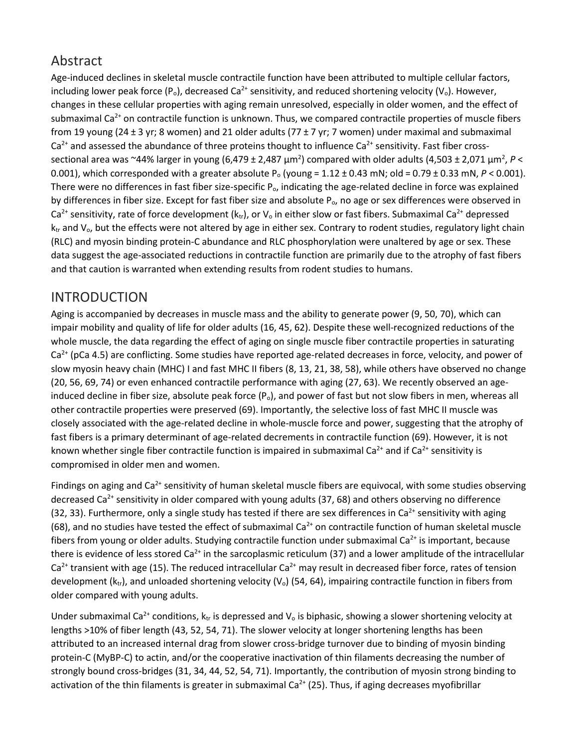## Abstract

Age-induced declines in skeletal muscle contractile function have been attributed to multiple cellular factors, including lower peak force ($P_o$), decreased $Ca^{2+}$ sensitivity, and reduced shortening velocity ($V_o$). However, changes in these cellular properties with aging remain unresolved, especially in older women, and the effect of submaximal $Ca^{2+}$ on contractile function is unknown. Thus, we compared contractile properties of muscle fibers from 19 young (24 ± 3 yr; 8 women) and 21 older adults (77 ± 7 yr; 7 women) under maximal and submaximal $Ca^{2+}$ and assessed the abundance of three proteins thought to influence $Ca^{2+}$ sensitivity. Fast fiber cross-sectional area was ~44% larger in young (6,479 ± 2,487 $\mu m^2$) compared with older adults (4,503 ± 2,071 $\mu m^2$, $P < 0.001$), which corresponded with a greater absolute $P_o$ (young = 1.12 ± 0.43 mN; old = 0.79 ± 0.33 mN, $P < 0.001$). There were no differences in fast fiber size-specific $P_o$, indicating the age-related decline in force was explained by differences in fiber size. Except for fast fiber size and absolute $P_o$, no age or sex differences were observed in $Ca^{2+}$ sensitivity, rate of force development ($k_{tr}$), or $V_o$ in either slow or fast fibers. Submaximal $Ca^{2+}$ depressed $k_{tr}$ and $V_o$, but the effects were not altered by age in either sex. Contrary to rodent studies, regulatory light chain (RLC) and myosin binding protein-C abundance and RLC phosphorylation were unaltered by age or sex. These data suggest the age-associated reductions in contractile function are primarily due to the atrophy of fast fibers and that caution is warranted when extending results from rodent studies to humans.

## INTRODUCTION

Aging is accompanied by decreases in muscle mass and the ability to generate power (9, 50, 70), which can impair mobility and quality of life for older adults (16, 45, 62). Despite these well-recognized reductions of the whole muscle, the data regarding the effect of aging on single muscle fiber contractile properties in saturating $Ca^{2+}$ (pCa 4.5) are conflicting. Some studies have reported age-related decreases in force, velocity, and power of slow myosin heavy chain (MHC) I and fast MHC II fibers (8, 13, 21, 38, 58), while others have observed no change (20, 56, 69, 74) or even enhanced contractile performance with aging (27, 63). We recently observed an age-induced decline in fiber size, absolute peak force ($P_o$), and power of fast but not slow fibers in men, whereas all other contractile properties were preserved (69). Importantly, the selective loss of fast MHC II muscle was closely associated with the age-related decline in whole-muscle force and power, suggesting that the atrophy of fast fibers is a primary determinant of age-related decrements in contractile function (69). However, it is not known whether single fiber contractile function is impaired in submaximal $Ca^{2+}$ and if $Ca^{2+}$ sensitivity is compromised in older men and women.

Findings on aging and $Ca^{2+}$ sensitivity of human skeletal muscle fibers are equivocal, with some studies observing decreased $Ca^{2+}$ sensitivity in older compared with young adults (37, 68) and others observing no difference (32, 33). Furthermore, only a single study has tested if there are sex differences in $Ca^{2+}$ sensitivity with aging (68), and no studies have tested the effect of submaximal $Ca^{2+}$ on contractile function of human skeletal muscle fibers from young or older adults. Studying contractile function under submaximal $Ca^{2+}$ is important, because there is evidence of less stored $Ca^{2+}$ in the sarcoplasmic reticulum (37) and a lower amplitude of the intracellular $Ca^{2+}$ transient with age (15). The reduced intracellular $Ca^{2+}$ may result in decreased fiber force, rates of tension development ($k_{tr}$), and unloaded shortening velocity ($V_o$) (54, 64), impairing contractile function in fibers from older compared with young adults.

Under submaximal $Ca^{2+}$ conditions, $k_{tr}$ is depressed and $V_o$ is biphasic, showing a slower shortening velocity at lengths >10% of fiber length (43, 52, 54, 71). The slower velocity at longer shortening lengths has been attributed to an increased internal drag from slower cross-bridge turnover due to binding of myosin binding protein-C (MyBP-C) to actin, and/or the cooperative inactivation of thin filaments decreasing the number of strongly bound cross-bridges (31, 34, 44, 52, 54, 71). Importantly, the contribution of myosin strong binding to activation of the thin filaments is greater in submaximal $Ca^{2+}$ (25). Thus, if aging decreases myofibrillar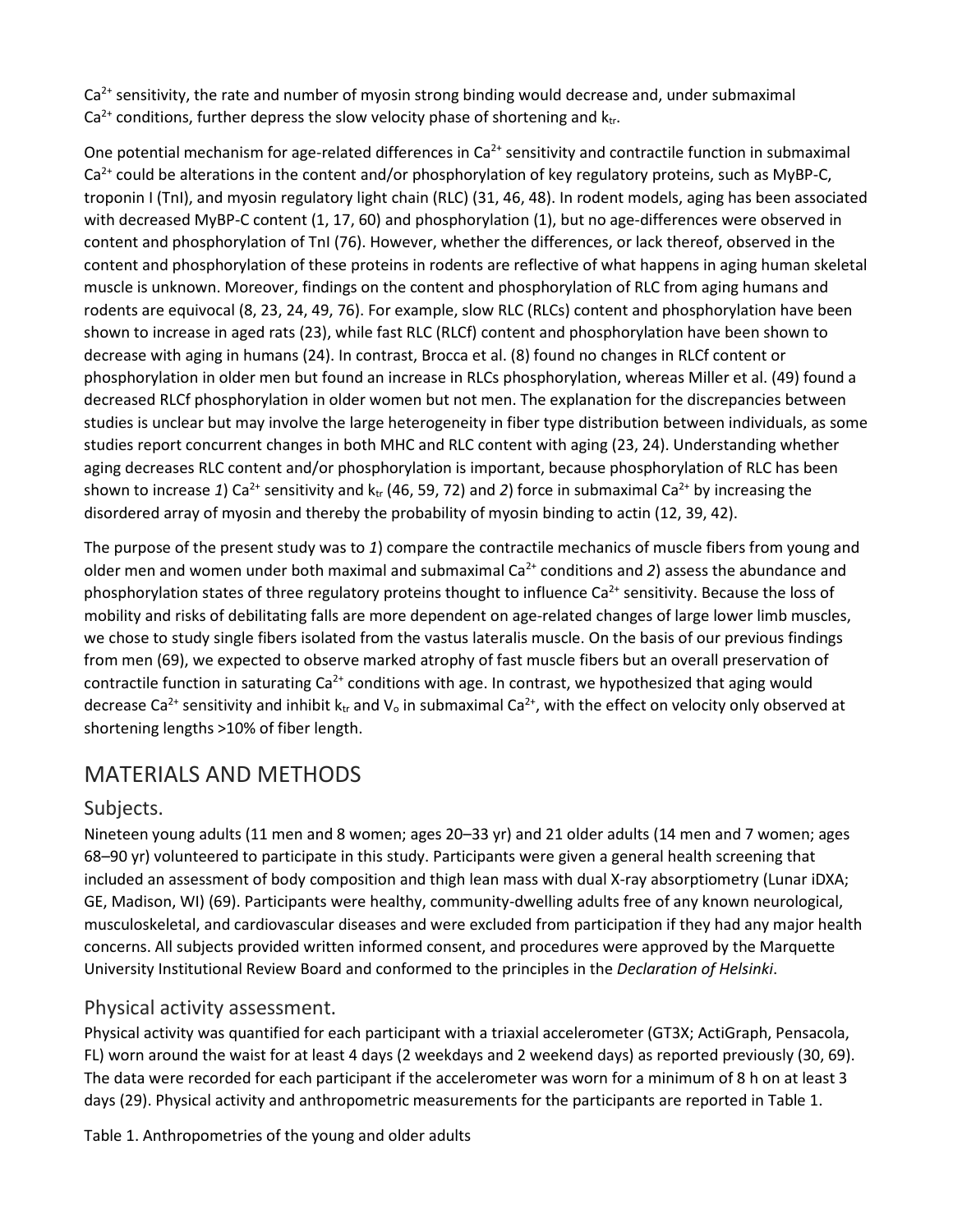$Ca^{2+}$ sensitivity, the rate and number of myosin strong binding would decrease and, under submaximal $Ca^{2+}$ conditions, further depress the slow velocity phase of shortening and $k_{tr}$.

One potential mechanism for age-related differences in $Ca^{2+}$ sensitivity and contractile function in submaximal $Ca^{2+}$ could be alterations in the content and/or phosphorylation of key regulatory proteins, such as MyBP-C, troponin I (TnI), and myosin regulatory light chain (RLC) (31, 46, 48). In rodent models, aging has been associated with decreased MyBP-C content (1, 17, 60) and phosphorylation (1), but no age-differences were observed in content and phosphorylation of TnI (76). However, whether the differences, or lack thereof, observed in the content and phosphorylation of these proteins in rodents are reflective of what happens in aging human skeletal muscle is unknown. Moreover, findings on the content and phosphorylation of RLC from aging humans and rodents are equivocal (8, 23, 24, 49, 76). For example, slow RLC (RLCs) content and phosphorylation have been shown to increase in aged rats (23), while fast RLC (RLCf) content and phosphorylation have been shown to decrease with aging in humans (24). In contrast, Brocca et al. (8) found no changes in RLCf content or phosphorylation in older men but found an increase in RLCs phosphorylation, whereas Miller et al. (49) found a decreased RLCf phosphorylation in older women but not men. The explanation for the discrepancies between studies is unclear but may involve the large heterogeneity in fiber type distribution between individuals, as some studies report concurrent changes in both MHC and RLC content with aging (23, 24). Understanding whether aging decreases RLC content and/or phosphorylation is important, because phosphorylation of RLC has been shown to increase *1*) $Ca^{2+}$ sensitivity and $k_{tr}$ (46, 59, 72) and *2*) force in submaximal $Ca^{2+}$ by increasing the disordered array of myosin and thereby the probability of myosin binding to actin (12, 39, 42).

The purpose of the present study was to *1*) compare the contractile mechanics of muscle fibers from young and older men and women under both maximal and submaximal $Ca^{2+}$ conditions and *2*) assess the abundance and phosphorylation states of three regulatory proteins thought to influence $Ca^{2+}$ sensitivity. Because the loss of mobility and risks of debilitating falls are more dependent on age-related changes of large lower limb muscles, we chose to study single fibers isolated from the vastus lateralis muscle. On the basis of our previous findings from men (69), we expected to observe marked atrophy of fast muscle fibers but an overall preservation of contractile function in saturating $Ca^{2+}$ conditions with age. In contrast, we hypothesized that aging would decrease $Ca^{2+}$ sensitivity and inhibit $k_{tr}$ and $V_o$ in submaximal $Ca^{2+}$, with the effect on velocity only observed at shortening lengths >10% of fiber length.

# MATERIALS AND METHODS

## Subjects.

Nineteen young adults (11 men and 8 women; ages 20–33 yr) and 21 older adults (14 men and 7 women; ages 68–90 yr) volunteered to participate in this study. Participants were given a general health screening that included an assessment of body composition and thigh lean mass with dual X-ray absorptiometry (Lunar iDXA; GE, Madison, WI) (69). Participants were healthy, community-dwelling adults free of any known neurological, musculoskeletal, and cardiovascular diseases and were excluded from participation if they had any major health concerns. All subjects provided written informed consent, and procedures were approved by the Marquette University Institutional Review Board and conformed to the principles in the *Declaration of Helsinki*.

## Physical activity assessment.

Physical activity was quantified for each participant with a triaxial accelerometer (GT3X; ActiGraph, Pensacola, FL) worn around the waist for at least 4 days (2 weekdays and 2 weekend days) as reported previously (30, 69). The data were recorded for each participant if the accelerometer was worn for a minimum of 8 h on at least 3 days (29). Physical activity and anthropometric measurements for the participants are reported in Table 1.

Table 1. Anthropometries of the young and older adults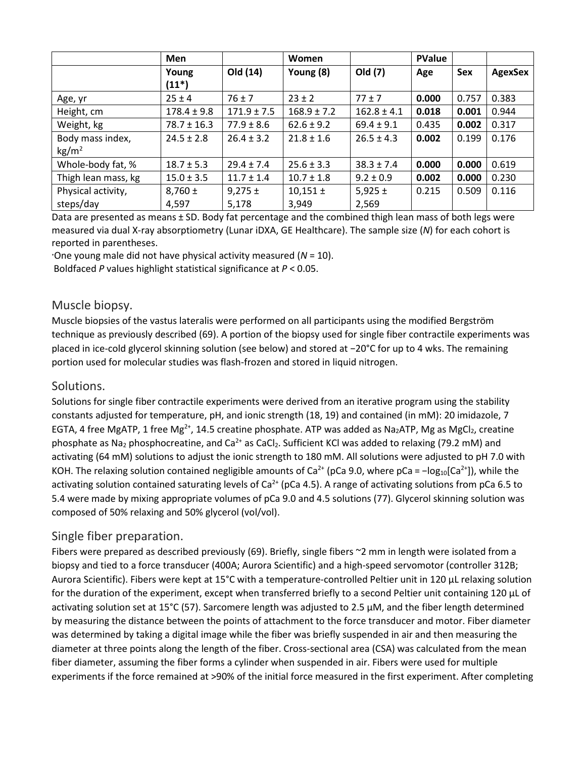| | Men | | Women | | PValue | | |
|---|---|---|---|---|---|---|---|
| | Young (11*) | Old (14) | Young (8) | Old (7) | Age | Sex | AgexSex |
| Age, yr | 25 ± 4 | 76 ± 7 | 23 ± 2 | 77 ± 7 | **0.000** | 0.757 | 0.383 |
| Height, cm | 178.4 ± 9.8 | 171.9 ± 7.5 | 168.9 ± 7.2 | 162.8 ± 4.1 | **0.018** | **0.001** | 0.944 |
| Weight, kg | 78.7 ± 16.3 | 77.9 ± 8.6 | 62.6 ± 9.2 | 69.4 ± 9.1 | 0.435 | **0.002** | 0.317 |
| Body mass index, $kg/m^2$ | 24.5 ± 2.8 | 26.4 ± 3.2 | 21.8 ± 1.6 | 26.5 ± 4.3 | **0.002** | 0.199 | 0.176 |
| Whole-body fat, % | 18.7 ± 5.3 | 29.4 ± 7.4 | 25.6 ± 3.3 | 38.3 ± 7.4 | **0.000** | **0.000** | 0.619 |
| Thigh lean mass, kg | 15.0 ± 3.5 | 11.7 ± 1.4 | 10.7 ± 1.8 | 9.2 ± 0.9 | **0.002** | **0.000** | 0.230 |
| Physical activity, steps/day | 8,760 ± 4,597 | 9,275 ± 5,178 | 10,151 ± 3,949 | 5,925 ± 2,569 | 0.215 | 0.509 | 0.116 |

Data are presented as means ± SD. Body fat percentage and the combined thigh lean mass of both legs were measured via dual X-ray absorptiometry (Lunar iDXA, GE Healthcare). The sample size (*N*) for each cohort is reported in parentheses.

*One young male did not have physical activity measured (*N* = 10).

Boldfaced *P* values highlight statistical significance at $P < 0.05$.

## Muscle biopsy.

Muscle biopsies of the vastus lateralis were performed on all participants using the modified Bergström technique as previously described (69). A portion of the biopsy used for single fiber contractile experiments was placed in ice-cold glycerol skinning solution (see below) and stored at −20°C for up to 4 wks. The remaining portion used for molecular studies was flash-frozen and stored in liquid nitrogen.

## Solutions.

Solutions for single fiber contractile experiments were derived from an iterative program using the stability constants adjusted for temperature, pH, and ionic strength (18, 19) and contained (in mM): 20 imidazole, 7 EGTA, 4 free MgATP, 1 free $Mg^{2+}$, 14.5 creatine phosphate. ATP was added as $Na_2ATP$, Mg as $MgCl_2$, creatine phosphate as $Na_2$ phosphocreatine, and $Ca^{2+}$ as $CaCl_2$. Sufficient KCl was added to relaxing (79.2 mM) and activating (64 mM) solutions to adjust the ionic strength to 180 mM. All solutions were adjusted to pH 7.0 with KOH. The relaxing solution contained negligible amounts of $Ca^{2+}$ (pCa 9.0, where pCa = $-\log_{10}[Ca^{2+}]$), while the activating solution contained saturating levels of $Ca^{2+}$ (pCa 4.5). A range of activating solutions from pCa 6.5 to 5.4 were made by mixing appropriate volumes of pCa 9.0 and 4.5 solutions (77). Glycerol skinning solution was composed of 50% relaxing and 50% glycerol (vol/vol).

## Single fiber preparation.

Fibers were prepared as described previously (69). Briefly, single fibers ~2 mm in length were isolated from a biopsy and tied to a force transducer (400A; Aurora Scientific) and a high-speed servomotor (controller 312B; Aurora Scientific). Fibers were kept at 15°C with a temperature-controlled Peltier unit in 120 µL relaxing solution for the duration of the experiment, except when transferred briefly to a second Peltier unit containing 120 µL of activating solution set at 15°C (57). Sarcomere length was adjusted to 2.5 µM, and the fiber length determined by measuring the distance between the points of attachment to the force transducer and motor. Fiber diameter was determined by taking a digital image while the fiber was briefly suspended in air and then measuring the diameter at three points along the length of the fiber. Cross-sectional area (CSA) was calculated from the mean fiber diameter, assuming the fiber forms a cylinder when suspended in air. Fibers were used for multiple experiments if the force remained at >90% of the initial force measured in the first experiment. After completing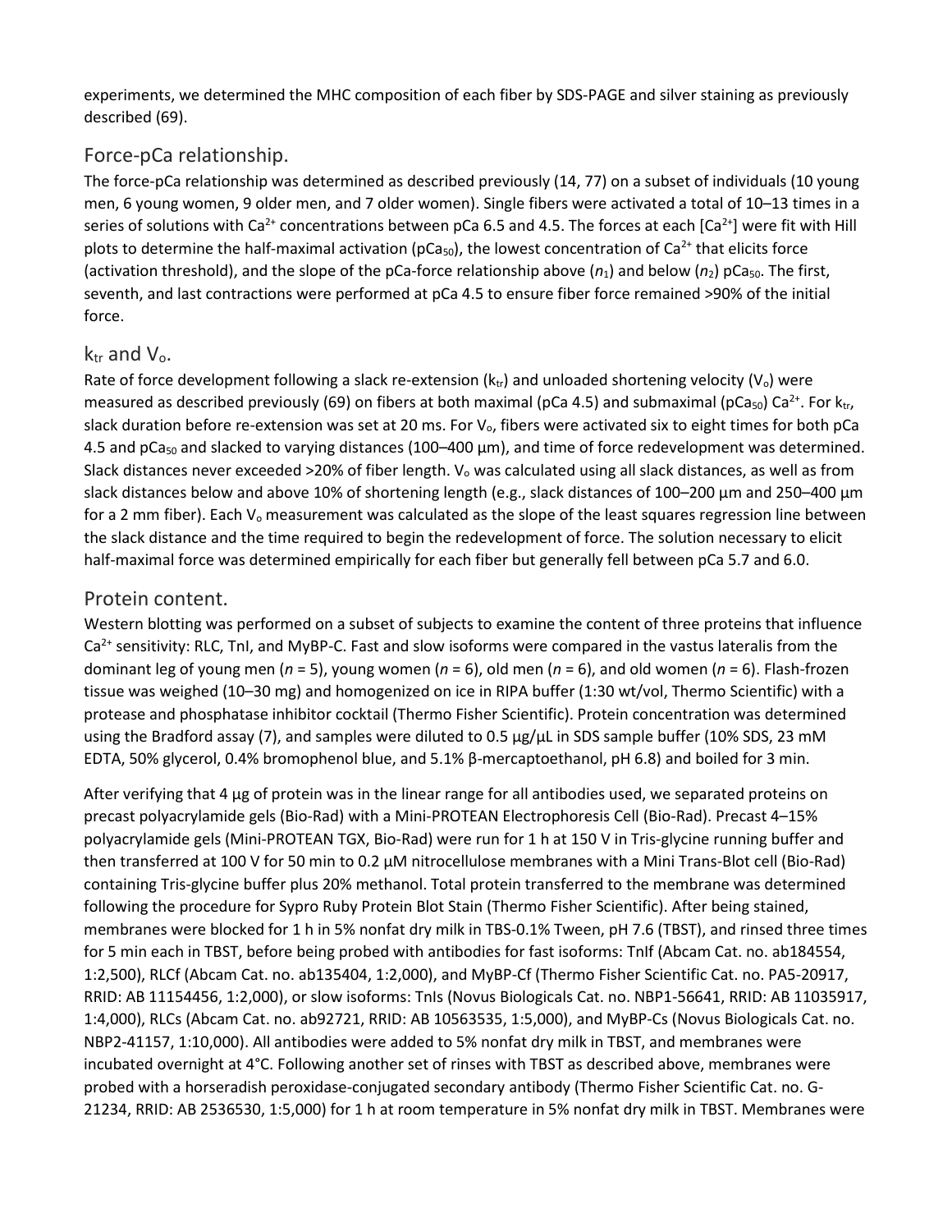experiments, we determined the MHC composition of each fiber by SDS-PAGE and silver staining as previously described (69).

## Force-pCa relationship.

The force-pCa relationship was determined as described previously (14, 77) on a subset of individuals (10 young men, 6 young women, 9 older men, and 7 older women). Single fibers were activated a total of 10–13 times in a series of solutions with $Ca^{2+}$ concentrations between pCa 6.5 and 4.5. The forces at each [$Ca^{2+}$] were fit with Hill plots to determine the half-maximal activation ($pCa_{50}$), the lowest concentration of $Ca^{2+}$ that elicits force (activation threshold), and the slope of the pCa-force relationship above ($n_1$) and below ($n_2$) $pCa_{50}$. The first, seventh, and last contractions were performed at pCa 4.5 to ensure fiber force remained >90% of the initial force.

## $k_{tr}$ and $V_o$.

Rate of force development following a slack re-extension ($k_{tr}$) and unloaded shortening velocity ($V_o$) were measured as described previously (69) on fibers at both maximal (pCa 4.5) and submaximal ($pCa_{50}$) $Ca^{2+}$. For $k_{tr}$, slack duration before re-extension was set at 20 ms. For $V_o$, fibers were activated six to eight times for both pCa 4.5 and $pCa_{50}$ and slacked to varying distances (100–400 μm), and time of force redevelopment was determined. Slack distances never exceeded >20% of fiber length. $V_o$ was calculated using all slack distances, as well as from slack distances below and above 10% of shortening length (e.g., slack distances of 100–200 μm and 250–400 μm for a 2 mm fiber). Each $V_o$ measurement was calculated as the slope of the least squares regression line between the slack distance and the time required to begin the redevelopment of force. The solution necessary to elicit half-maximal force was determined empirically for each fiber but generally fell between pCa 5.7 and 6.0.

## Protein content.

Western blotting was performed on a subset of subjects to examine the content of three proteins that influence $Ca^{2+}$ sensitivity: RLC, TnI, and MyBP-C. Fast and slow isoforms were compared in the vastus lateralis from the dominant leg of young men (*n* = 5), young women (*n* = 6), old men (*n* = 6), and old women (*n* = 6). Flash-frozen tissue was weighed (10–30 mg) and homogenized on ice in RIPA buffer (1:30 wt/vol, Thermo Scientific) with a protease and phosphatase inhibitor cocktail (Thermo Fisher Scientific). Protein concentration was determined using the Bradford assay (7), and samples were diluted to 0.5 μg/μL in SDS sample buffer (10% SDS, 23 mM EDTA, 50% glycerol, 0.4% bromophenol blue, and 5.1% β-mercaptoethanol, pH 6.8) and boiled for 3 min.

After verifying that 4 μg of protein was in the linear range for all antibodies used, we separated proteins on precast polyacrylamide gels (Bio-Rad) with a Mini-PROTEAN Electrophoresis Cell (Bio-Rad). Precast 4–15% polyacrylamide gels (Mini-PROTEAN TGX, Bio-Rad) were run for 1 h at 150 V in Tris-glycine running buffer and then transferred at 100 V for 50 min to 0.2 μM nitrocellulose membranes with a Mini Trans-Blot cell (Bio-Rad) containing Tris-glycine buffer plus 20% methanol. Total protein transferred to the membrane was determined following the procedure for Sypro Ruby Protein Blot Stain (Thermo Fisher Scientific). After being stained, membranes were blocked for 1 h in 5% nonfat dry milk in TBS-0.1% Tween, pH 7.6 (TBST), and rinsed three times for 5 min each in TBST, before being probed with antibodies for fast isoforms: TnIf (Abcam Cat. no. ab184554, 1:2,500), RLCf (Abcam Cat. no. ab135404, 1:2,000), and MyBP-Cf (Thermo Fisher Scientific Cat. no. PA5-20917, RRID: AB 11154456, 1:2,000), or slow isoforms: TnIs (Novus Biologicals Cat. no. NBP1-56641, RRID: AB 11035917, 1:4,000), RLCs (Abcam Cat. no. ab92721, RRID: AB 10563535, 1:5,000), and MyBP-Cs (Novus Biologicals Cat. no. NBP2-41157, 1:10,000). All antibodies were added to 5% nonfat dry milk in TBST, and membranes were incubated overnight at 4°C. Following another set of rinses with TBST as described above, membranes were probed with a horseradish peroxidase-conjugated secondary antibody (Thermo Fisher Scientific Cat. no. G-21234, RRID: AB 2536530, 1:5,000) for 1 h at room temperature in 5% nonfat dry milk in TBST. Membranes were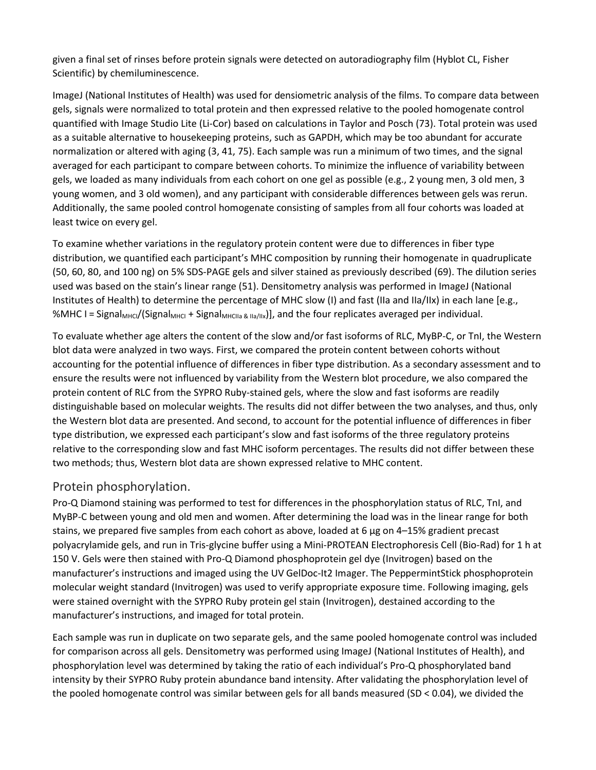given a final set of rinses before protein signals were detected on autoradiography film (Hyblot CL, Fisher Scientific) by chemiluminescence.

ImageJ (National Institutes of Health) was used for densiometric analysis of the films. To compare data between gels, signals were normalized to total protein and then expressed relative to the pooled homogenate control quantified with Image Studio Lite (Li-Cor) based on calculations in Taylor and Posch (73). Total protein was used as a suitable alternative to housekeeping proteins, such as GAPDH, which may be too abundant for accurate normalization or altered with aging (3, 41, 75). Each sample was run a minimum of two times, and the signal averaged for each participant to compare between cohorts. To minimize the influence of variability between gels, we loaded as many individuals from each cohort on one gel as possible (e.g., 2 young men, 3 old men, 3 young women, and 3 old women), and any participant with considerable differences between gels was rerun. Additionally, the same pooled control homogenate consisting of samples from all four cohorts was loaded at least twice on every gel.

To examine whether variations in the regulatory protein content were due to differences in fiber type distribution, we quantified each participant's MHC composition by running their homogenate in quadruplicate (50, 60, 80, and 100 ng) on 5% SDS-PAGE gels and silver stained as previously described (69). The dilution series used was based on the stain's linear range (51). Densitometry analysis was performed in ImageJ (National Institutes of Health) to determine the percentage of MHC slow (I) and fast (IIa and IIa/IIx) in each lane [e.g., %MHC I = $Signal_{MHCI}/(Signal_{MHCI} + Signal_{MHCIIa\ \&\ IIa/IIx})$], and the four replicates averaged per individual.

To evaluate whether age alters the content of the slow and/or fast isoforms of RLC, MyBP-C, or TnI, the Western blot data were analyzed in two ways. First, we compared the protein content between cohorts without accounting for the potential influence of differences in fiber type distribution. As a secondary assessment and to ensure the results were not influenced by variability from the Western blot procedure, we also compared the protein content of RLC from the SYPRO Ruby-stained gels, where the slow and fast isoforms are readily distinguishable based on molecular weights. The results did not differ between the two analyses, and thus, only the Western blot data are presented. And second, to account for the potential influence of differences in fiber type distribution, we expressed each participant's slow and fast isoforms of the three regulatory proteins relative to the corresponding slow and fast MHC isoform percentages. The results did not differ between these two methods; thus, Western blot data are shown expressed relative to MHC content.

## Protein phosphorylation.

Pro-Q Diamond staining was performed to test for differences in the phosphorylation status of RLC, TnI, and MyBP-C between young and old men and women. After determining the load was in the linear range for both stains, we prepared five samples from each cohort as above, loaded at 6 µg on 4–15% gradient precast polyacrylamide gels, and run in Tris-glycine buffer using a Mini-PROTEAN Electrophoresis Cell (Bio-Rad) for 1 h at 150 V. Gels were then stained with Pro-Q Diamond phosphoprotein gel dye (Invitrogen) based on the manufacturer's instructions and imaged using the UV GelDoc-It2 Imager. The PeppermintStick phosphoprotein molecular weight standard (Invitrogen) was used to verify appropriate exposure time. Following imaging, gels were stained overnight with the SYPRO Ruby protein gel stain (Invitrogen), destained according to the manufacturer's instructions, and imaged for total protein.

Each sample was run in duplicate on two separate gels, and the same pooled homogenate control was included for comparison across all gels. Densitometry was performed using ImageJ (National Institutes of Health), and phosphorylation level was determined by taking the ratio of each individual's Pro-Q phosphorylated band intensity by their SYPRO Ruby protein abundance band intensity. After validating the phosphorylation level of the pooled homogenate control was similar between gels for all bands measured (SD < 0.04), we divided the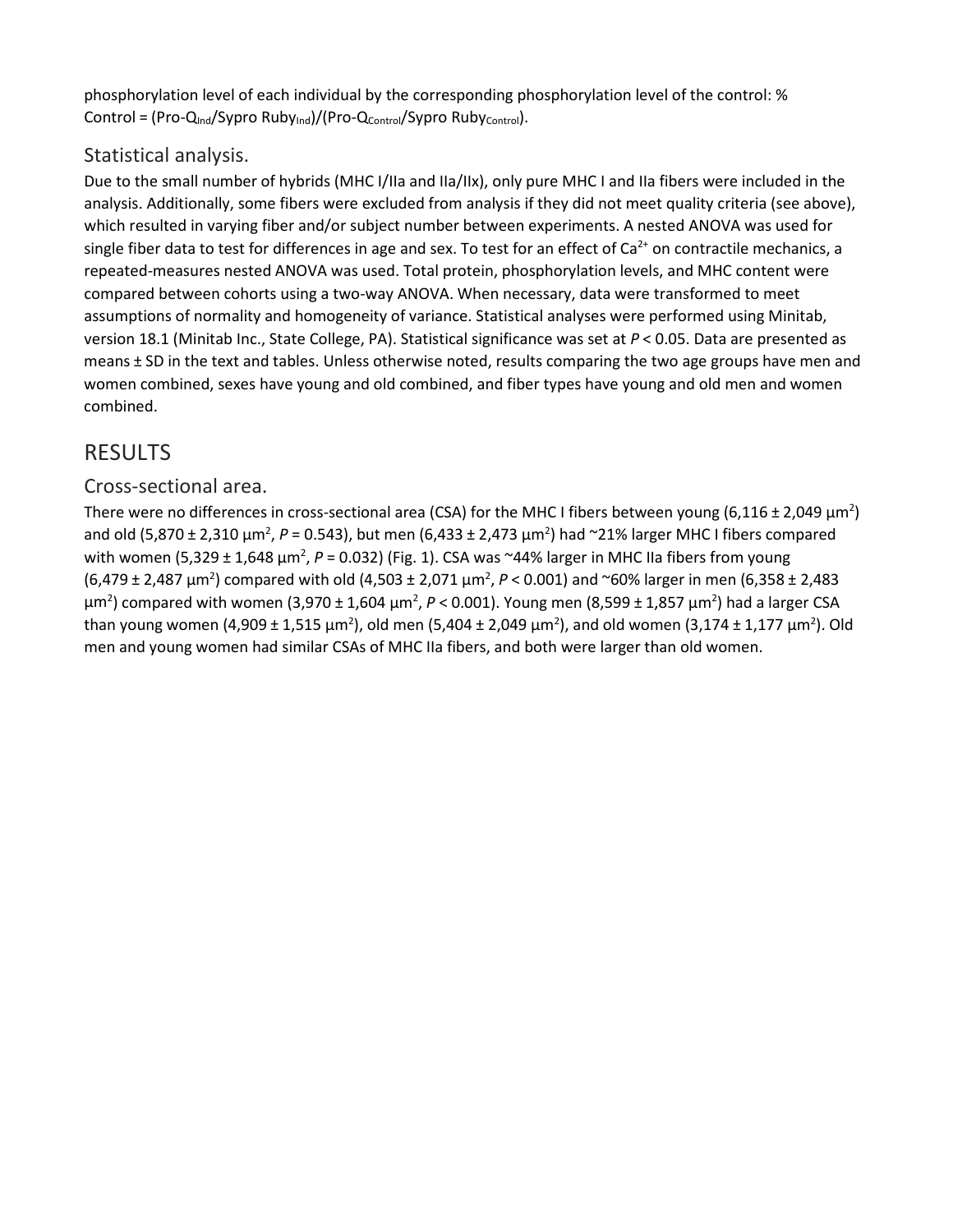phosphorylation level of each individual by the corresponding phosphorylation level of the control: % Control = (Pro-$Q_{Ind}$/Sypro $Ruby_{Ind}$)/(Pro-$Q_{Control}$/Sypro $Ruby_{Control}$).

### Statistical analysis.

Due to the small number of hybrids (MHC I/IIa and IIa/IIx), only pure MHC I and IIa fibers were included in the analysis. Additionally, some fibers were excluded from analysis if they did not meet quality criteria (see above), which resulted in varying fiber and/or subject number between experiments. A nested ANOVA was used for single fiber data to test for differences in age and sex. To test for an effect of $Ca^{2+}$ on contractile mechanics, a repeated-measures nested ANOVA was used. Total protein, phosphorylation levels, and MHC content were compared between cohorts using a two-way ANOVA. When necessary, data were transformed to meet assumptions of normality and homogeneity of variance. Statistical analyses were performed using Minitab, version 18.1 (Minitab Inc., State College, PA). Statistical significance was set at $P < 0.05$. Data are presented as means ± SD in the text and tables. Unless otherwise noted, results comparing the two age groups have men and women combined, sexes have young and old combined, and fiber types have young and old men and women combined.

## RESULTS

### Cross-sectional area.

There were no differences in cross-sectional area (CSA) for the MHC I fibers between young (6,116 ± 2,049 $\mu m^2$) and old (5,870 ± 2,310 $\mu m^2$, $P = 0.543$), but men (6,433 ± 2,473 $\mu m^2$) had ~21% larger MHC I fibers compared with women (5,329 ± 1,648 $\mu m^2$, $P = 0.032$) (Fig. 1). CSA was ~44% larger in MHC IIa fibers from young (6,479 ± 2,487 $\mu m^2$) compared with old (4,503 ± 2,071 $\mu m^2$, $P < 0.001$) and ~60% larger in men (6,358 ± 2,483 $\mu m^2$) compared with women (3,970 ± 1,604 $\mu m^2$, $P < 0.001$). Young men (8,599 ± 1,857 $\mu m^2$) had a larger CSA than young women (4,909 ± 1,515 $\mu m^2$), old men (5,404 ± 2,049 $\mu m^2$), and old women (3,174 ± 1,177 $\mu m^2$). Old men and young women had similar CSAs of MHC IIa fibers, and both were larger than old women.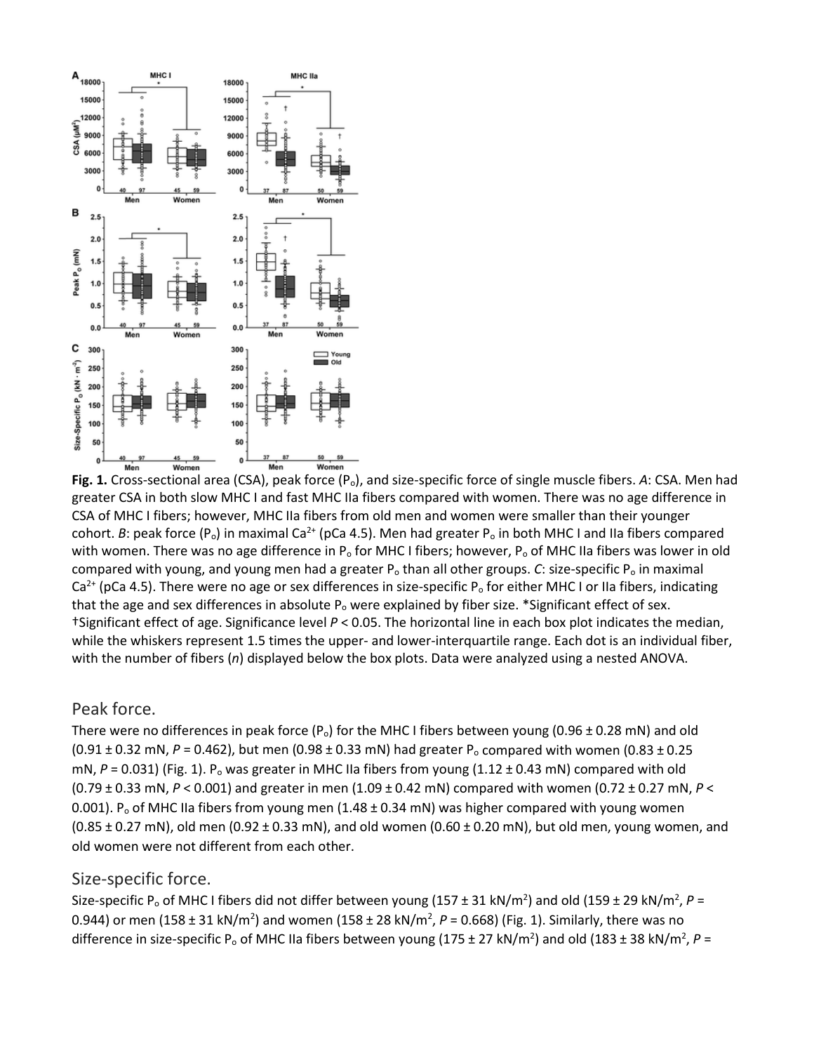**Fig. 1.** Cross-sectional area (CSA), peak force ($P_o$), and size-specific force of single muscle fibers. *A*: CSA. Men had greater CSA in both slow MHC I and fast MHC IIa fibers compared with women. There was no age difference in CSA of MHC I fibers; however, MHC IIa fibers from old men and women were smaller than their younger cohort. *B*: peak force ($P_o$) in maximal $Ca^{2+}$ (pCa 4.5). Men had greater $P_o$ in both MHC I and IIa fibers compared with women. There was no age difference in $P_o$ for MHC I fibers; however, $P_o$ of MHC IIa fibers was lower in old compared with young, and young men had a greater $P_o$ than all other groups. *C*: size-specific $P_o$ in maximal $Ca^{2+}$ (pCa 4.5). There were no age or sex differences in size-specific $P_o$ for either MHC I or IIa fibers, indicating that the age and sex differences in absolute $P_o$ were explained by fiber size. *Significant effect of sex. †Significant effect of age. Significance level $P < 0.05$. The horizontal line in each box plot indicates the median, while the whiskers represent 1.5 times the upper- and lower-interquartile range. Each dot is an individual fiber, with the number of fibers (*n*) displayed below the box plots. Data were analyzed using a nested ANOVA.

## Peak force.

There were no differences in peak force ($P_o$) for the MHC I fibers between young (0.96 ± 0.28 mN) and old (0.91 ± 0.32 mN, $P = 0.462$), but men (0.98 ± 0.33 mN) had greater $P_o$ compared with women (0.83 ± 0.25 mN, $P = 0.031$) (Fig. 1). $P_o$ was greater in MHC IIa fibers from young (1.12 ± 0.43 mN) compared with old (0.79 ± 0.33 mN, $P < 0.001$) and greater in men (1.09 ± 0.42 mN) compared with women (0.72 ± 0.27 mN, $P < 0.001$). $P_o$ of MHC IIa fibers from young men (1.48 ± 0.34 mN) was higher compared with young women (0.85 ± 0.27 mN), old men (0.92 ± 0.33 mN), and old women (0.60 ± 0.20 mN), but old men, young women, and old women were not different from each other.

## Size-specific force.

Size-specific $P_o$ of MHC I fibers did not differ between young (157 ± 31 kN/m$^2$) and old (159 ± 29 kN/m$^2$, $P = 0.944$) or men (158 ± 31 kN/m$^2$) and women (158 ± 28 kN/m$^2$, $P = 0.668$) (Fig. 1). Similarly, there was no difference in size-specific $P_o$ of MHC IIa fibers between young (175 ± 27 kN/m$^2$) and old (183 ± 38 kN/m$^2$, $P =$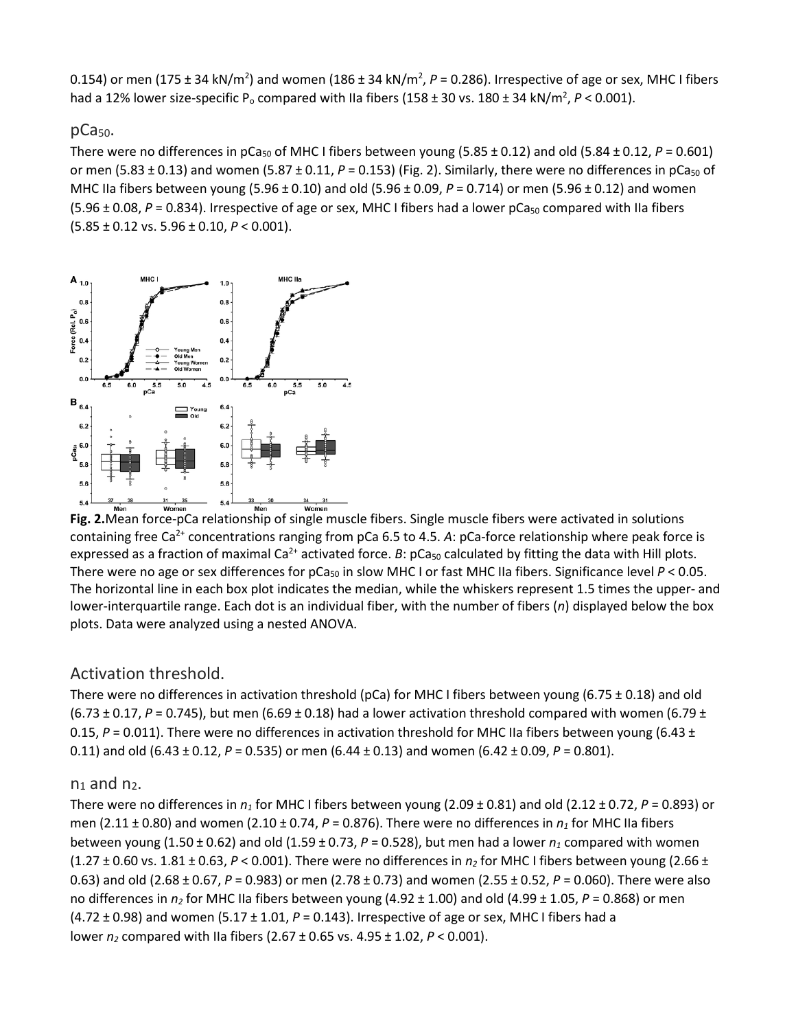0.154) or men (175 ± 34 kN/m$^2$) and women (186 ± 34 kN/m$^2$, $P$ = 0.286). Irrespective of age or sex, MHC I fibers had a 12% lower size-specific $P_o$ compared with IIa fibers (158 ± 30 vs. 180 ± 34 kN/m$^2$, $P$ < 0.001).

### $pCa_{50}$.

There were no differences in $pCa_{50}$ of MHC I fibers between young (5.85 ± 0.12) and old (5.84 ± 0.12, $P$ = 0.601) or men (5.83 ± 0.13) and women (5.87 ± 0.11, $P$ = 0.153) (Fig. 2). Similarly, there were no differences in $pCa_{50}$ of MHC IIa fibers between young (5.96 ± 0.10) and old (5.96 ± 0.09, $P$ = 0.714) or men (5.96 ± 0.12) and women (5.96 ± 0.08, $P$ = 0.834). Irrespective of age or sex, MHC I fibers had a lower $pCa_{50}$ compared with IIa fibers (5.85 ± 0.12 vs. 5.96 ± 0.10, $P$ < 0.001).

**Fig. 2.** Mean force-pCa relationship of single muscle fibers. Single muscle fibers were activated in solutions containing free $Ca^{2+}$ concentrations ranging from pCa 6.5 to 4.5. *A*: pCa-force relationship where peak force is expressed as a fraction of maximal $Ca^{2+}$ activated force. *B*: $pCa_{50}$ calculated by fitting the data with Hill plots. There were no age or sex differences for $pCa_{50}$ in slow MHC I or fast MHC IIa fibers. Significance level $P$ < 0.05. The horizontal line in each box plot indicates the median, while the whiskers represent 1.5 times the upper- and lower-interquartile range. Each dot is an individual fiber, with the number of fibers ($n$) displayed below the box plots. Data were analyzed using a nested ANOVA.

## Activation threshold.

There were no differences in activation threshold (pCa) for MHC I fibers between young (6.75 ± 0.18) and old (6.73 ± 0.17, $P$ = 0.745), but men (6.69 ± 0.18) had a lower activation threshold compared with women (6.79 ± 0.15, $P$ = 0.011). There were no differences in activation threshold for MHC IIa fibers between young (6.43 ± 0.11) and old (6.43 ± 0.12, $P$ = 0.535) or men (6.44 ± 0.13) and women (6.42 ± 0.09, $P$ = 0.801).

### $n_1$ and $n_2$.

There were no differences in $n_1$ for MHC I fibers between young (2.09 ± 0.81) and old (2.12 ± 0.72, $P$ = 0.893) or men (2.11 ± 0.80) and women (2.10 ± 0.74, $P$ = 0.876). There were no differences in $n_1$ for MHC IIa fibers between young (1.50 ± 0.62) and old (1.59 ± 0.73, $P$ = 0.528), but men had a lower $n_1$ compared with women (1.27 ± 0.60 vs. 1.81 ± 0.63, $P$ < 0.001). There were no differences in $n_2$ for MHC I fibers between young (2.66 ± 0.63) and old (2.68 ± 0.67, $P$ = 0.983) or men (2.78 ± 0.73) and women (2.55 ± 0.52, $P$ = 0.060). There were also no differences in $n_2$ for MHC IIa fibers between young (4.92 ± 1.00) and old (4.99 ± 1.05, $P$ = 0.868) or men (4.72 ± 0.98) and women (5.17 ± 1.01, $P$ = 0.143). Irrespective of age or sex, MHC I fibers had a lower $n_2$ compared with IIa fibers (2.67 ± 0.65 vs. 4.95 ± 1.02, $P$ < 0.001).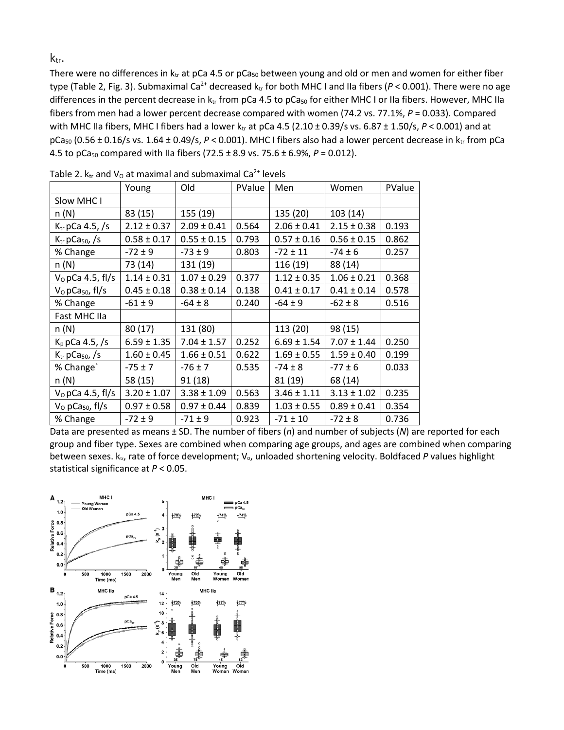## $k_{tr}$.

There were no differences in $k_{tr}$ at pCa 4.5 or $pCa_{50}$ between young and old or men and women for either fiber type (Table 2, Fig. 3). Submaximal $Ca^{2+}$ decreased $k_{tr}$ for both MHC I and IIa fibers ($P < 0.001$). There were no age differences in the percent decrease in $k_{tr}$ from pCa 4.5 to $pCa_{50}$ for either MHC I or IIa fibers. However, MHC IIa fibers from men had a lower percent decrease compared with women (74.2 vs. 77.1%, $P = 0.033$). Compared with MHC IIa fibers, MHC I fibers had a lower $k_{tr}$ at pCa 4.5 (2.10 ± 0.39/s vs. 6.87 ± 1.50/s, $P < 0.001$) and at $pCa_{50}$ (0.56 ± 0.16/s vs. 1.64 ± 0.49/s, $P < 0.001$). MHC I fibers also had a lower percent decrease in $k_{tr}$ from pCa 4.5 to $pCa_{50}$ compared with IIa fibers (72.5 ± 8.9 vs. 75.6 ± 6.9%, $P = 0.012$).

Table 2. $k_{tr}$ and $V_O$ at maximal and submaximal $Ca^{2+}$ levels

| | Young | Old | PValue | Men | Women | PValue |
|---|---|---|---|---|---|---|
| Slow MHC I | | | | | | |
| n (N) | 83 (15) | 155 (19) | | 135 (20) | 103 (14) | |
| $K_{tr}$ pCa 4.5, /s | 2.12 ± 0.37 | 2.09 ± 0.41 | 0.564 | 2.06 ± 0.41 | 2.15 ± 0.38 | 0.193 |
| $K_{tr}$ $pCa_{50}$, /s | 0.58 ± 0.17 | 0.55 ± 0.15 | 0.793 | 0.57 ± 0.16 | 0.56 ± 0.15 | 0.862 |
| % Change | -72 ± 9 | -73 ± 9 | 0.803 | -72 ± 11 | -74 ± 6 | 0.257 |
| n (N) | 73 (14) | 131 (19) | | 116 (19) | 88 (14) | |
| $V_O$ pCa 4.5, fl/s | 1.14 ± 0.31 | 1.07 ± 0.29 | 0.377 | 1.12 ± 0.35 | 1.06 ± 0.21 | 0.368 |
| $V_O$ $pCa_{50}$, fl/s | 0.45 ± 0.18 | 0.38 ± 0.14 | 0.138 | 0.41 ± 0.17 | 0.41 ± 0.14 | 0.578 |
| % Change | -61 ± 9 | -64 ± 8 | 0.240 | -64 ± 9 | -62 ± 8 | 0.516 |
| Fast MHC IIa | | | | | | |
| n (N) | 80 (17) | 131 (80) | | 113 (20) | 98 (15) | |
| $K_p$ pCa 4.5, /s | 6.59 ± 1.35 | 7.04 ± 1.57 | 0.252 | 6.69 ± 1.54 | 7.07 ± 1.44 | 0.250 |
| $K_{tr}$ $pCa_{50}$, /s | 1.60 ± 0.45 | 1.66 ± 0.51 | 0.622 | 1.69 ± 0.55 | 1.59 ± 0.40 | 0.199 |
| % Change` | -75 ± 7 | -76 ± 7 | 0.535 | -74 ± 8 | -77 ± 6 | 0.033 |
| n (N) | 58 (15) | 91 (18) | | 81 (19) | 68 (14) | |
| $V_O$ pCa 4.5, fl/s | 3.20 ± 1.07 | 3.38 ± 1.09 | 0.563 | 3.46 ± 1.11 | 3.13 ± 1.02 | 0.235 |
| $V_O$ $pCa_{50}$, fl/s | 0.97 ± 0.58 | 0.97 ± 0.44 | 0.839 | 1.03 ± 0.55 | 0.89 ± 0.41 | 0.354 |
| % Change | -72 ± 9 | -71 ± 9 | 0.923 | -71 ± 10 | -72 ± 8 | 0.736 |

Data are presented as means ± SD. The number of fibers (*n*) and number of subjects (*N*) are reported for each group and fiber type. Sexes are combined when comparing age groups, and ages are combined when comparing between sexes. $k_{tr}$, rate of force development; $V_o$, unloaded shortening velocity. Boldfaced *P* values highlight statistical significance at $P < 0.05$.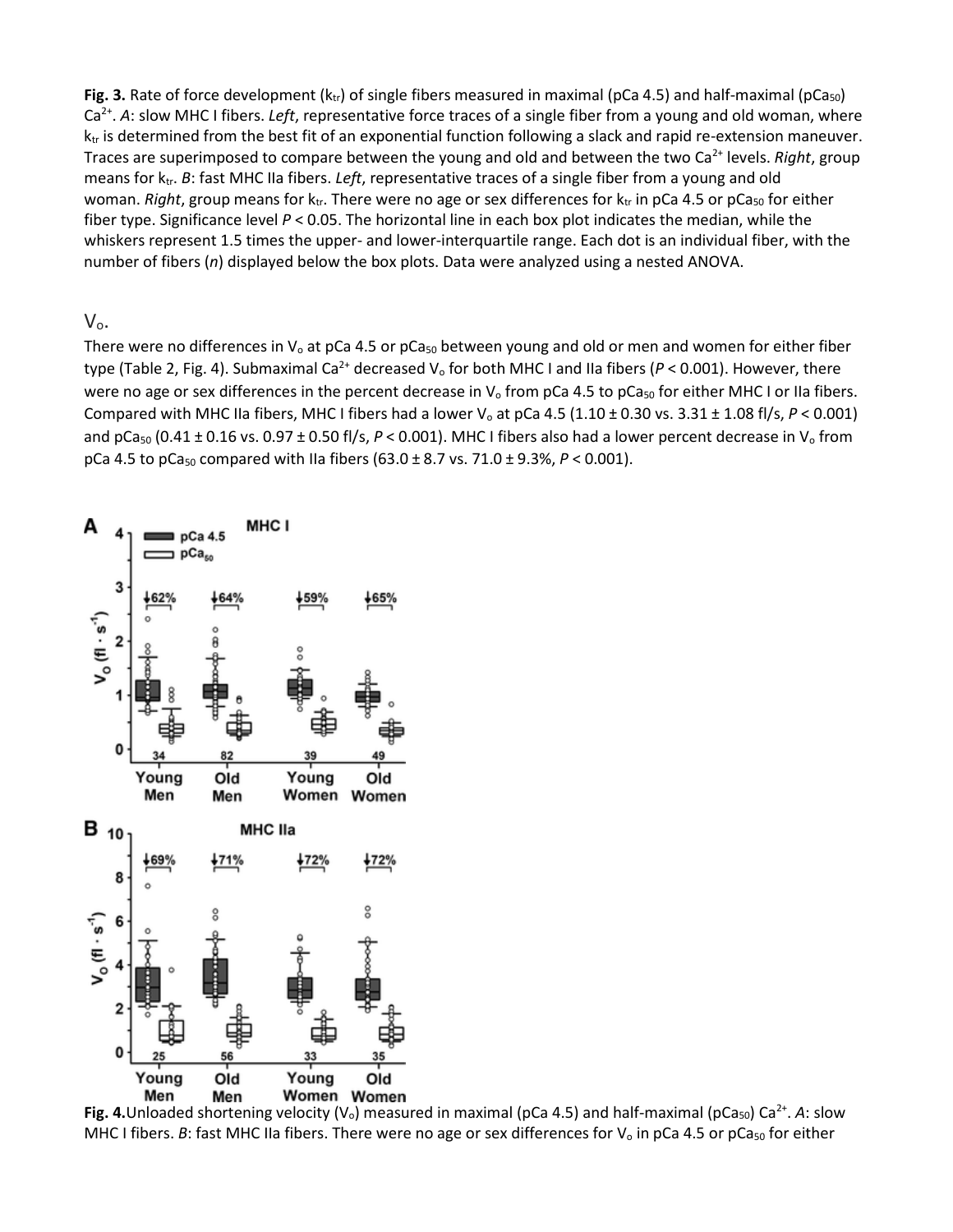**Fig. 3.** Rate of force development ($k_{tr}$) of single fibers measured in maximal (pCa 4.5) and half-maximal ($pCa_{50}$) $Ca^{2+}$. *A*: slow MHC I fibers. *Left*, representative force traces of a single fiber from a young and old woman, where $k_{tr}$ is determined from the best fit of an exponential function following a slack and rapid re-extension maneuver. Traces are superimposed to compare between the young and old and between the two $Ca^{2+}$ levels. *Right*, group means for $k_{tr}$. *B*: fast MHC IIa fibers. *Left*, representative traces of a single fiber from a young and old woman. *Right*, group means for $k_{tr}$. There were no age or sex differences for $k_{tr}$ in pCa 4.5 or $pCa_{50}$ for either fiber type. Significance level $P < 0.05$. The horizontal line in each box plot indicates the median, while the whiskers represent 1.5 times the upper- and lower-interquartile range. Each dot is an individual fiber, with the number of fibers (*n*) displayed below the box plots. Data were analyzed using a nested ANOVA.

### $V_o$.

There were no differences in $V_o$ at pCa 4.5 or $pCa_{50}$ between young and old or men and women for either fiber type (Table 2, Fig. 4). Submaximal $Ca^{2+}$ decreased $V_o$ for both MHC I and IIa fibers ($P < 0.001$). However, there were no age or sex differences in the percent decrease in $V_o$ from pCa 4.5 to $pCa_{50}$ for either MHC I or IIa fibers. Compared with MHC IIa fibers, MHC I fibers had a lower $V_o$ at pCa 4.5 (1.10 ± 0.30 vs. 3.31 ± 1.08 fl/s, $P < 0.001$) and $pCa_{50}$ (0.41 ± 0.16 vs. 0.97 ± 0.50 fl/s, $P < 0.001$). MHC I fibers also had a lower percent decrease in $V_o$ from pCa 4.5 to $pCa_{50}$ compared with IIa fibers (63.0 ± 8.7 vs. 71.0 ± 9.3%, $P < 0.001$).

**Fig. 4.** Unloaded shortening velocity ($V_o$) measured in maximal (pCa 4.5) and half-maximal ($pCa_{50}$) $Ca^{2+}$. *A*: slow MHC I fibers. *B*: fast MHC IIa fibers. There were no age or sex differences for $V_o$ in pCa 4.5 or $pCa_{50}$ for either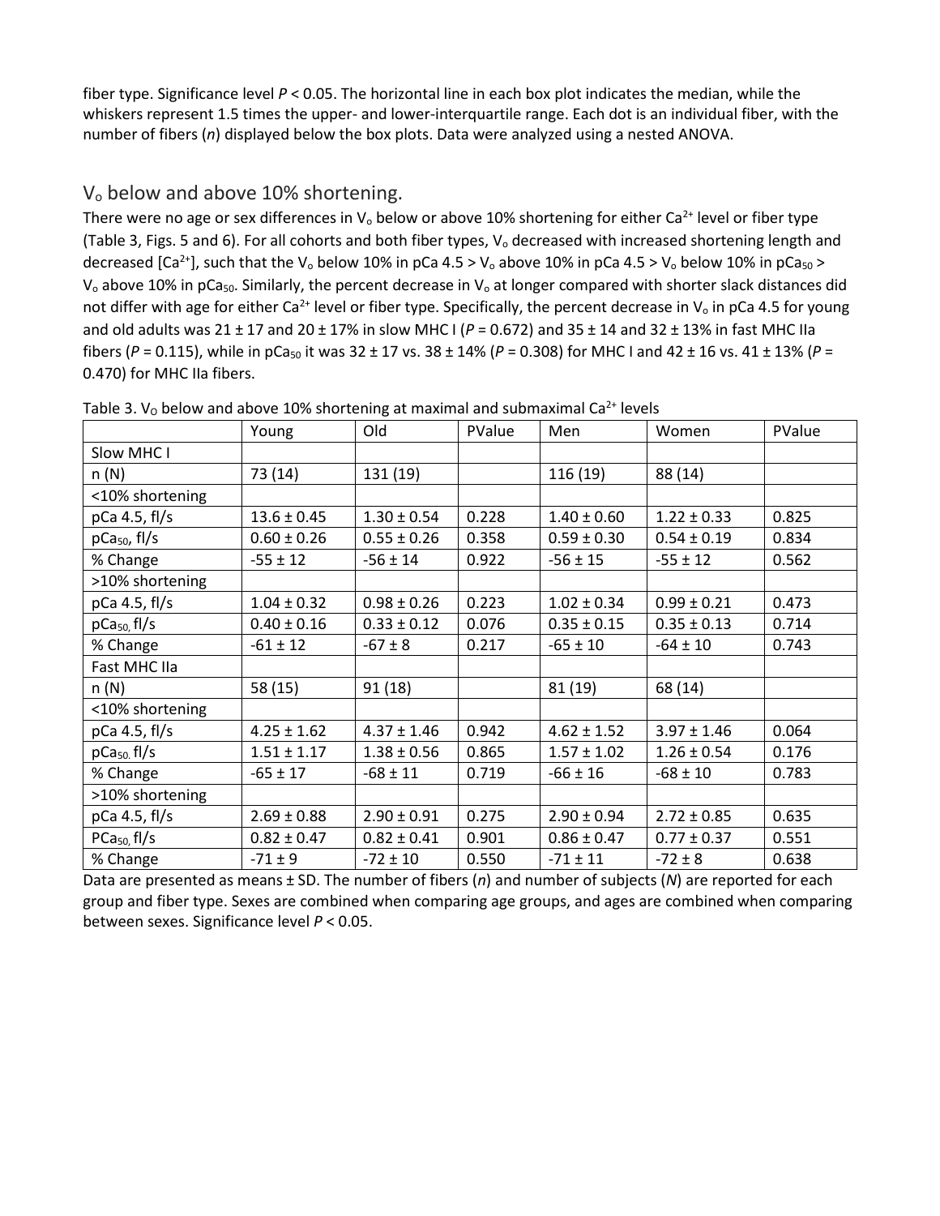fiber type. Significance level $P < 0.05$. The horizontal line in each box plot indicates the median, while the whiskers represent 1.5 times the upper- and lower-interquartile range. Each dot is an individual fiber, with the number of fibers (*n*) displayed below the box plots. Data were analyzed using a nested ANOVA.

## $V_o$ below and above 10% shortening.

There were no age or sex differences in $V_o$ below or above 10% shortening for either $Ca^{2+}$ level or fiber type (Table 3, Figs. 5 and 6). For all cohorts and both fiber types, $V_o$ decreased with increased shortening length and decreased [$Ca^{2+}$], such that the $V_o$ below 10% in pCa 4.5 > $V_o$ above 10% in pCa 4.5 > $V_o$ below 10% in $pCa_{50}$ > $V_o$ above 10% in $pCa_{50}$. Similarly, the percent decrease in $V_o$ at longer compared with shorter slack distances did not differ with age for either $Ca^{2+}$ level or fiber type. Specifically, the percent decrease in $V_o$ in pCa 4.5 for young and old adults was 21 ± 17 and 20 ± 17% in slow MHC I ($P = 0.672$) and 35 ± 14 and 32 ± 13% in fast MHC IIa fibers ($P = 0.115$), while in $pCa_{50}$ it was 32 ± 17 vs. 38 ± 14% ($P = 0.308$) for MHC I and 42 ± 16 vs. 41 ± 13% ($P = 0.470$) for MHC IIa fibers.

Table 3. $V_O$ below and above 10% shortening at maximal and submaximal $Ca^{2+}$ levels

| | Young | Old | PValue | Men | Women | PValue |
|---|---|---|---|---|---|---|
| Slow MHC I | | | | | | |
| n (N) | 73 (14) | 131 (19) | | 116 (19) | 88 (14) | |
| <10% shortening | | | | | | |
| pCa 4.5, fl/s | 13.6 ± 0.45 | 1.30 ± 0.54 | 0.228 | 1.40 ± 0.60 | 1.22 ± 0.33 | 0.825 |
| $pCa_{50}$, fl/s | 0.60 ± 0.26 | 0.55 ± 0.26 | 0.358 | 0.59 ± 0.30 | 0.54 ± 0.19 | 0.834 |
| % Change | -55 ± 12 | -56 ± 14 | 0.922 | -56 ± 15 | -55 ± 12 | 0.562 |
| >10% shortening | | | | | | |
| pCa 4.5, fl/s | 1.04 ± 0.32 | 0.98 ± 0.26 | 0.223 | 1.02 ± 0.34 | 0.99 ± 0.21 | 0.473 |
| $pCa_{50}$, fl/s | 0.40 ± 0.16 | 0.33 ± 0.12 | 0.076 | 0.35 ± 0.15 | 0.35 ± 0.13 | 0.714 |
| % Change | -61 ± 12 | -67 ± 8 | 0.217 | -65 ± 10 | -64 ± 10 | 0.743 |
| Fast MHC IIa | | | | | | |
| n (N) | 58 (15) | 91 (18) | | 81 (19) | 68 (14) | |
| <10% shortening | | | | | | |
| pCa 4.5, fl/s | 4.25 ± 1.62 | 4.37 ± 1.46 | 0.942 | 4.62 ± 1.52 | 3.97 ± 1.46 | 0.064 |
| $pCa_{50}$, fl/s | 1.51 ± 1.17 | 1.38 ± 0.56 | 0.865 | 1.57 ± 1.02 | 1.26 ± 0.54 | 0.176 |
| % Change | -65 ± 17 | -68 ± 11 | 0.719 | -66 ± 16 | -68 ± 10 | 0.783 |
| >10% shortening | | | | | | |
| pCa 4.5, fl/s | 2.69 ± 0.88 | 2.90 ± 0.91 | 0.275 | 2.90 ± 0.94 | 2.72 ± 0.85 | 0.635 |
| $PCa_{50}$, fl/s | 0.82 ± 0.47 | 0.82 ± 0.41 | 0.901 | 0.86 ± 0.47 | 0.77 ± 0.37 | 0.551 |
| % Change | -71 ± 9 | -72 ± 10 | 0.550 | -71 ± 11 | -72 ± 8 | 0.638 |

Data are presented as means ± SD. The number of fibers (*n*) and number of subjects (*N*) are reported for each group and fiber type. Sexes are combined when comparing age groups, and ages are combined when comparing between sexes. Significance level $P < 0.05$.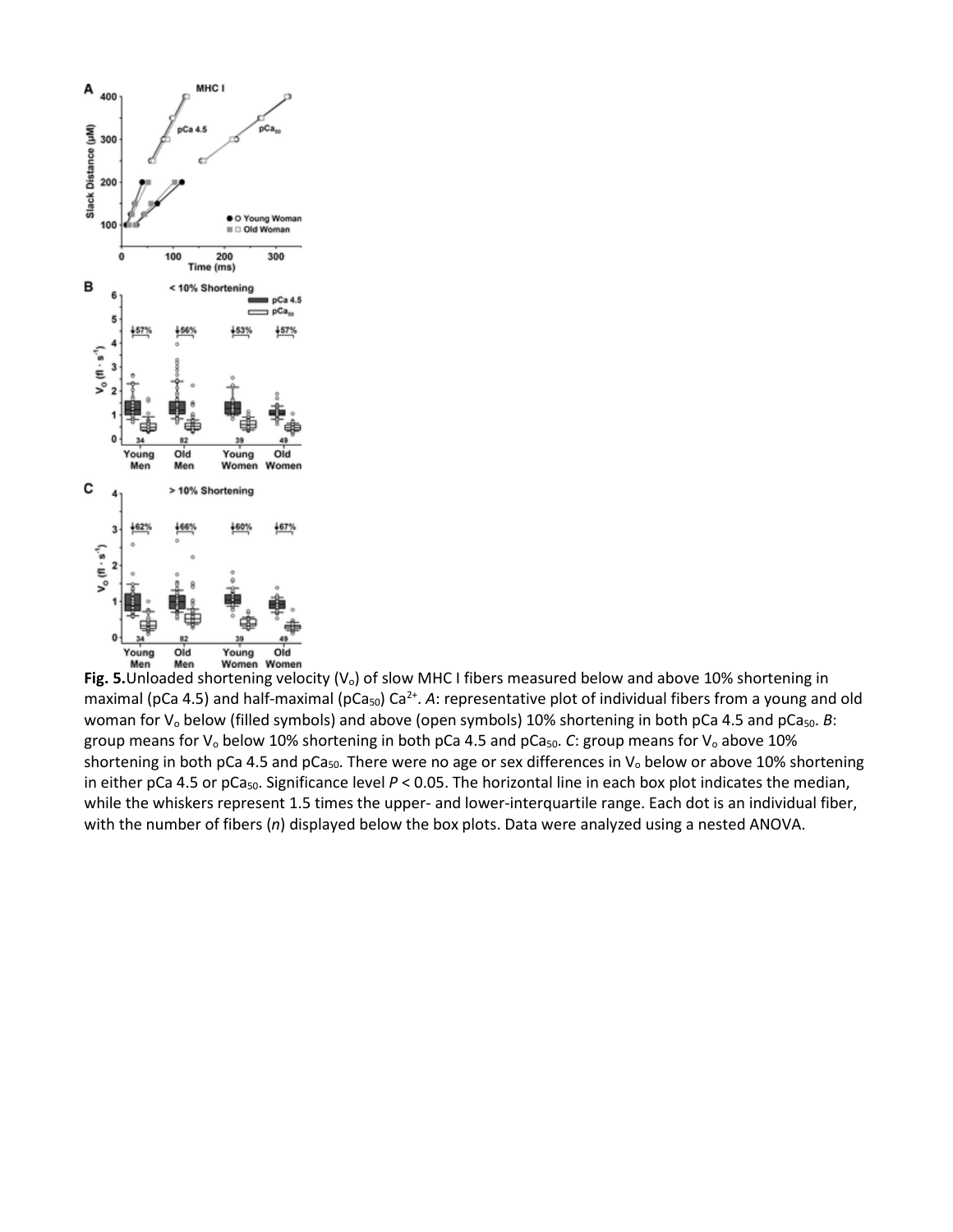**Fig. 5.** Unloaded shortening velocity ($V_o$) of slow MHC I fibers measured below and above 10% shortening in maximal (pCa 4.5) and half-maximal ($pCa_{50}$) $Ca^{2+}$. *A*: representative plot of individual fibers from a young and old woman for $V_o$ below (filled symbols) and above (open symbols) 10% shortening in both pCa 4.5 and $pCa_{50}$. *B*: group means for $V_o$ below 10% shortening in both pCa 4.5 and $pCa_{50}$. *C*: group means for $V_o$ above 10% shortening in both pCa 4.5 and $pCa_{50}$. There were no age or sex differences in $V_o$ below or above 10% shortening in either pCa 4.5 or $pCa_{50}$. Significance level $P < 0.05$. The horizontal line in each box plot indicates the median, while the whiskers represent 1.5 times the upper- and lower-interquartile range. Each dot is an individual fiber, with the number of fibers (*n*) displayed below the box plots. Data were analyzed using a nested ANOVA.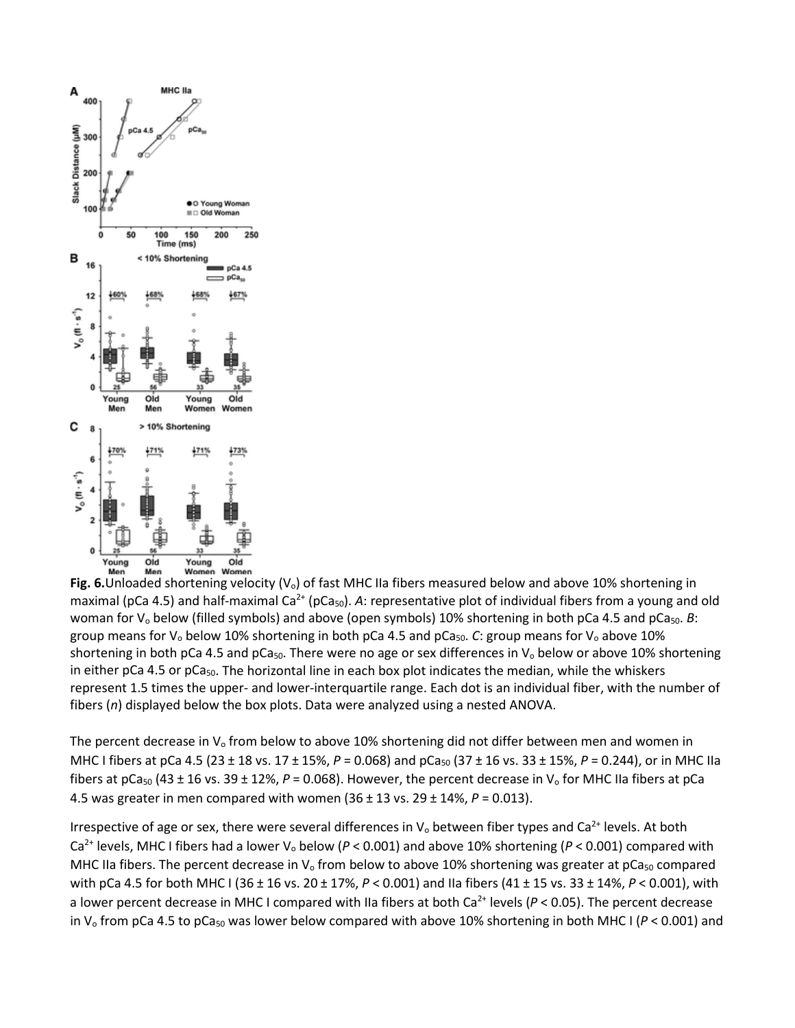**Fig. 6.** Unloaded shortening velocity ($V_o$) of fast MHC IIa fibers measured below and above 10% shortening in maximal (pCa 4.5) and half-maximal $Ca^{2+}$ ($pCa_{50}$). *A*: representative plot of individual fibers from a young and old woman for $V_o$ below (filled symbols) and above (open symbols) 10% shortening in both pCa 4.5 and $pCa_{50}$. *B*: group means for $V_o$ below 10% shortening in both pCa 4.5 and $pCa_{50}$. *C*: group means for $V_o$ above 10% shortening in both pCa 4.5 and $pCa_{50}$. There were no age or sex differences in $V_o$ below or above 10% shortening in either pCa 4.5 or $pCa_{50}$. The horizontal line in each box plot indicates the median, while the whiskers represent 1.5 times the upper- and lower-interquartile range. Each dot is an individual fiber, with the number of fibers (*n*) displayed below the box plots. Data were analyzed using a nested ANOVA.

The percent decrease in $V_o$ from below to above 10% shortening did not differ between men and women in MHC I fibers at pCa 4.5 (23 ± 18 vs. 17 ± 15%, $P = 0.068$) and $pCa_{50}$ (37 ± 16 vs. 33 ± 15%, $P = 0.244$), or in MHC IIa fibers at $pCa_{50}$ (43 ± 16 vs. 39 ± 12%, $P = 0.068$). However, the percent decrease in $V_o$ for MHC IIa fibers at pCa 4.5 was greater in men compared with women (36 ± 13 vs. 29 ± 14%, $P = 0.013$).

Irrespective of age or sex, there were several differences in $V_o$ between fiber types and $Ca^{2+}$ levels. At both $Ca^{2+}$ levels, MHC I fibers had a lower $V_o$ below ($P < 0.001$) and above 10% shortening ($P < 0.001$) compared with MHC IIa fibers. The percent decrease in $V_o$ from below to above 10% shortening was greater at $pCa_{50}$ compared with pCa 4.5 for both MHC I (36 ± 16 vs. 20 ± 17%, $P < 0.001$) and IIa fibers (41 ± 15 vs. 33 ± 14%, $P < 0.001$), with a lower percent decrease in MHC I compared with IIa fibers at both $Ca^{2+}$ levels ($P < 0.05$). The percent decrease in $V_o$ from pCa 4.5 to $pCa_{50}$ was lower below compared with above 10% shortening in both MHC I ($P < 0.001$) and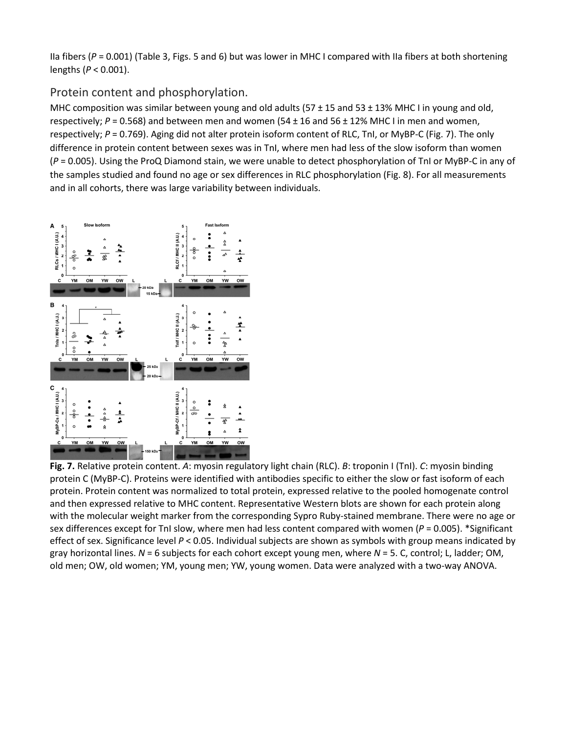IIa fibers ($P = 0.001$) (Table 3, Figs. 5 and 6) but was lower in MHC I compared with IIa fibers at both shortening lengths ($P < 0.001$).

## Protein content and phosphorylation.

MHC composition was similar between young and old adults (57 ± 15 and 53 ± 13% MHC I in young and old, respectively; $P = 0.568$) and between men and women (54 ± 16 and 56 ± 12% MHC I in men and women, respectively; $P = 0.769$). Aging did not alter protein isoform content of RLC, TnI, or MyBP-C (Fig. 7). The only difference in protein content between sexes was in TnI, where men had less of the slow isoform than women ($P = 0.005$). Using the ProQ Diamond stain, we were unable to detect phosphorylation of TnI or MyBP-C in any of the samples studied and found no age or sex differences in RLC phosphorylation (Fig. 8). For all measurements and in all cohorts, there was large variability between individuals.

**Fig. 7.** Relative protein content. *A*: myosin regulatory light chain (RLC). *B*: troponin I (TnI). *C*: myosin binding protein C (MyBP-C). Proteins were identified with antibodies specific to either the slow or fast isoform of each protein. Protein content was normalized to total protein, expressed relative to the pooled homogenate control and then expressed relative to MHC content. Representative Western blots are shown for each protein along with the molecular weight marker from the corresponding Sypro Ruby-stained membrane. There were no age or sex differences except for TnI slow, where men had less content compared with women ($P = 0.005$). *Significant effect of sex. Significance level $P < 0.05$. Individual subjects are shown as symbols with group means indicated by gray horizontal lines. $N = 6$ subjects for each cohort except young men, where $N = 5$. C, control; L, ladder; OM, old men; OW, old women; YM, young men; YW, young women. Data were analyzed with a two-way ANOVA.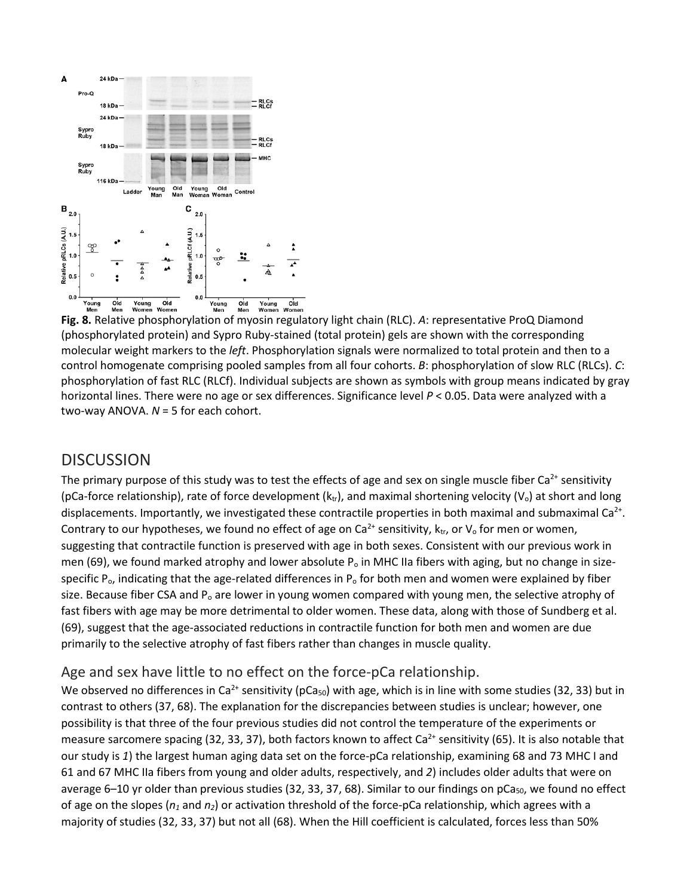**Fig. 8.** Relative phosphorylation of myosin regulatory light chain (RLC). *A*: representative ProQ Diamond (phosphorylated protein) and Sypro Ruby-stained (total protein) gels are shown with the corresponding molecular weight markers to the *left*. Phosphorylation signals were normalized to total protein and then to a control homogenate comprising pooled samples from all four cohorts. *B*: phosphorylation of slow RLC (RLCs). *C*: phosphorylation of fast RLC (RLCf). Individual subjects are shown as symbols with group means indicated by gray horizontal lines. There were no age or sex differences. Significance level $P < 0.05$. Data were analyzed with a two-way ANOVA. $N = 5$ for each cohort.

# DISCUSSION

The primary purpose of this study was to test the effects of age and sex on single muscle fiber $Ca^{2+}$ sensitivity (pCa-force relationship), rate of force development ($k_{tr}$), and maximal shortening velocity ($V_o$) at short and long displacements. Importantly, we investigated these contractile properties in both maximal and submaximal $Ca^{2+}$. Contrary to our hypotheses, we found no effect of age on $Ca^{2+}$ sensitivity, $k_{tr}$, or $V_o$ for men or women, suggesting that contractile function is preserved with age in both sexes. Consistent with our previous work in men (69), we found marked atrophy and lower absolute $P_o$ in MHC IIa fibers with aging, but no change in size-specific $P_o$, indicating that the age-related differences in $P_o$ for both men and women were explained by fiber size. Because fiber CSA and $P_o$ are lower in young women compared with young men, the selective atrophy of fast fibers with age may be more detrimental to older women. These data, along with those of Sundberg et al. (69), suggest that the age-associated reductions in contractile function for both men and women are due primarily to the selective atrophy of fast fibers rather than changes in muscle quality.

## Age and sex have little to no effect on the force-pCa relationship.

We observed no differences in $Ca^{2+}$ sensitivity ($pCa_{50}$) with age, which is in line with some studies (32, 33) but in contrast to others (37, 68). The explanation for the discrepancies between studies is unclear; however, one possibility is that three of the four previous studies did not control the temperature of the experiments or measure sarcomere spacing (32, 33, 37), both factors known to affect $Ca^{2+}$ sensitivity (65). It is also notable that our study is *1*) the largest human aging data set on the force-pCa relationship, examining 68 and 73 MHC I and 61 and 67 MHC IIa fibers from young and older adults, respectively, and *2*) includes older adults that were on average 6–10 yr older than previous studies (32, 33, 37, 68). Similar to our findings on $pCa_{50}$, we found no effect of age on the slopes ($n_1$ and $n_2$) or activation threshold of the force-pCa relationship, which agrees with a majority of studies (32, 33, 37) but not all (68). When the Hill coefficient is calculated, forces less than 50%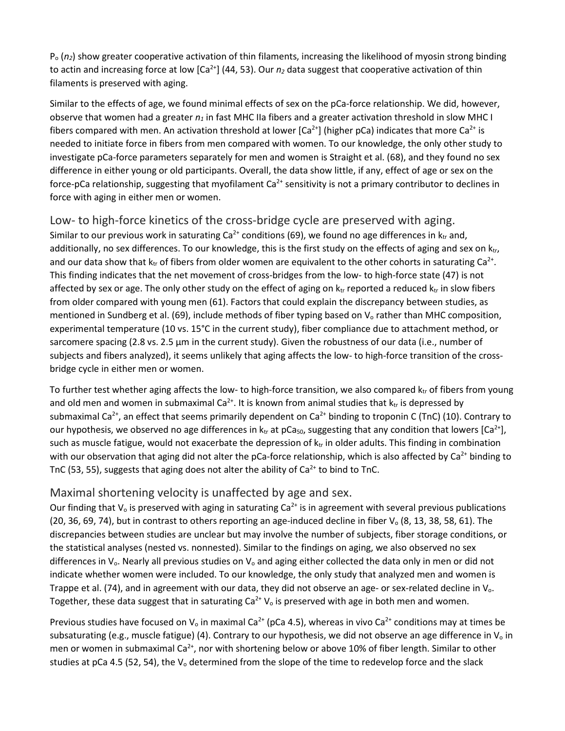$P_o$ ($n_2$) show greater cooperative activation of thin filaments, increasing the likelihood of myosin strong binding to actin and increasing force at low [$Ca^{2+}$] (44, 53). Our $n_2$ data suggest that cooperative activation of thin filaments is preserved with aging.

Similar to the effects of age, we found minimal effects of sex on the pCa-force relationship. We did, however, observe that women had a greater $n_1$ in fast MHC IIa fibers and a greater activation threshold in slow MHC I fibers compared with men. An activation threshold at lower [$Ca^{2+}$] (higher pCa) indicates that more $Ca^{2+}$ is needed to initiate force in fibers from men compared with women. To our knowledge, the only other study to investigate pCa-force parameters separately for men and women is Straight et al. (68), and they found no sex difference in either young or old participants. Overall, the data show little, if any, effect of age or sex on the force-pCa relationship, suggesting that myofilament $Ca^{2+}$ sensitivity is not a primary contributor to declines in force with aging in either men or women.

## Low- to high-force kinetics of the cross-bridge cycle are preserved with aging.

Similar to our previous work in saturating $Ca^{2+}$ conditions (69), we found no age differences in $k_{tr}$ and, additionally, no sex differences. To our knowledge, this is the first study on the effects of aging and sex on $k_{tr}$, and our data show that $k_{tr}$ of fibers from older women are equivalent to the other cohorts in saturating $Ca^{2+}$. This finding indicates that the net movement of cross-bridges from the low- to high-force state (47) is not affected by sex or age. The only other study on the effect of aging on $k_{tr}$ reported a reduced $k_{tr}$ in slow fibers from older compared with young men (61). Factors that could explain the discrepancy between studies, as mentioned in Sundberg et al. (69), include methods of fiber typing based on $V_o$ rather than MHC composition, experimental temperature (10 vs. 15°C in the current study), fiber compliance due to attachment method, or sarcomere spacing (2.8 vs. 2.5 µm in the current study). Given the robustness of our data (i.e., number of subjects and fibers analyzed), it seems unlikely that aging affects the low- to high-force transition of the cross-bridge cycle in either men or women.

To further test whether aging affects the low- to high-force transition, we also compared $k_{tr}$ of fibers from young and old men and women in submaximal $Ca^{2+}$. It is known from animal studies that $k_{tr}$ is depressed by submaximal $Ca^{2+}$, an effect that seems primarily dependent on $Ca^{2+}$ binding to troponin C (TnC) (10). Contrary to our hypothesis, we observed no age differences in $k_{tr}$ at $pCa_{50}$, suggesting that any condition that lowers [$Ca^{2+}$], such as muscle fatigue, would not exacerbate the depression of $k_{tr}$ in older adults. This finding in combination with our observation that aging did not alter the pCa-force relationship, which is also affected by $Ca^{2+}$ binding to TnC (53, 55), suggests that aging does not alter the ability of $Ca^{2+}$ to bind to TnC.

## Maximal shortening velocity is unaffected by age and sex.

Our finding that $V_o$ is preserved with aging in saturating $Ca^{2+}$ is in agreement with several previous publications (20, 36, 69, 74), but in contrast to others reporting an age-induced decline in fiber $V_o$ (8, 13, 38, 58, 61). The discrepancies between studies are unclear but may involve the number of subjects, fiber storage conditions, or the statistical analyses (nested vs. nonnested). Similar to the findings on aging, we also observed no sex differences in $V_o$. Nearly all previous studies on $V_o$ and aging either collected the data only in men or did not indicate whether women were included. To our knowledge, the only study that analyzed men and women is Trappe et al. (74), and in agreement with our data, they did not observe an age- or sex-related decline in $V_o$. Together, these data suggest that in saturating $Ca^{2+}$ $V_o$ is preserved with age in both men and women.

Previous studies have focused on $V_o$ in maximal $Ca^{2+}$ (pCa 4.5), whereas in vivo $Ca^{2+}$ conditions may at times be subsaturating (e.g., muscle fatigue) (4). Contrary to our hypothesis, we did not observe an age difference in $V_o$ in men or women in submaximal $Ca^{2+}$, nor with shortening below or above 10% of fiber length. Similar to other studies at pCa 4.5 (52, 54), the $V_o$ determined from the slope of the time to redevelop force and the slack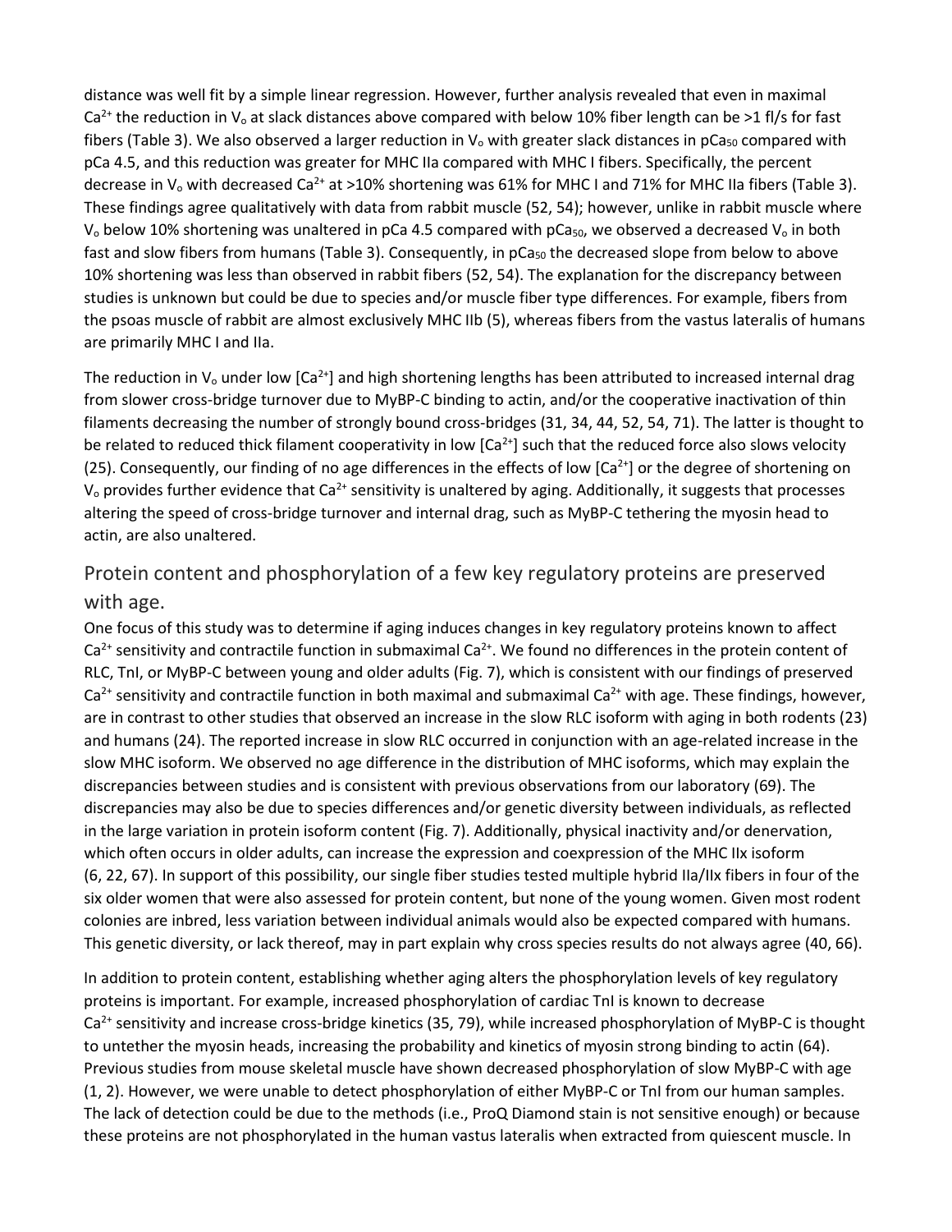distance was well fit by a simple linear regression. However, further analysis revealed that even in maximal $Ca^{2+}$ the reduction in $V_o$ at slack distances above compared with below 10% fiber length can be >1 fl/s for fast fibers (Table 3). We also observed a larger reduction in $V_o$ with greater slack distances in $pCa_{50}$ compared with pCa 4.5, and this reduction was greater for MHC IIa compared with MHC I fibers. Specifically, the percent decrease in $V_o$ with decreased $Ca^{2+}$ at >10% shortening was 61% for MHC I and 71% for MHC IIa fibers (Table 3). These findings agree qualitatively with data from rabbit muscle (52, 54); however, unlike in rabbit muscle where $V_o$ below 10% shortening was unaltered in pCa 4.5 compared with $pCa_{50}$, we observed a decreased $V_o$ in both fast and slow fibers from humans (Table 3). Consequently, in $pCa_{50}$ the decreased slope from below to above 10% shortening was less than observed in rabbit fibers (52, 54). The explanation for the discrepancy between studies is unknown but could be due to species and/or muscle fiber type differences. For example, fibers from the psoas muscle of rabbit are almost exclusively MHC IIb (5), whereas fibers from the vastus lateralis of humans are primarily MHC I and IIa.

The reduction in $V_o$ under low [$Ca^{2+}$] and high shortening lengths has been attributed to increased internal drag from slower cross-bridge turnover due to MyBP-C binding to actin, and/or the cooperative inactivation of thin filaments decreasing the number of strongly bound cross-bridges (31, 34, 44, 52, 54, 71). The latter is thought to be related to reduced thick filament cooperativity in low [$Ca^{2+}$] such that the reduced force also slows velocity (25). Consequently, our finding of no age differences in the effects of low [$Ca^{2+}$] or the degree of shortening on $V_o$ provides further evidence that $Ca^{2+}$ sensitivity is unaltered by aging. Additionally, it suggests that processes altering the speed of cross-bridge turnover and internal drag, such as MyBP-C tethering the myosin head to actin, are also unaltered.

## Protein content and phosphorylation of a few key regulatory proteins are preserved with age.

One focus of this study was to determine if aging induces changes in key regulatory proteins known to affect $Ca^{2+}$ sensitivity and contractile function in submaximal $Ca^{2+}$. We found no differences in the protein content of RLC, TnI, or MyBP-C between young and older adults (Fig. 7), which is consistent with our findings of preserved $Ca^{2+}$ sensitivity and contractile function in both maximal and submaximal $Ca^{2+}$ with age. These findings, however, are in contrast to other studies that observed an increase in the slow RLC isoform with aging in both rodents (23) and humans (24). The reported increase in slow RLC occurred in conjunction with an age-related increase in the slow MHC isoform. We observed no age difference in the distribution of MHC isoforms, which may explain the discrepancies between studies and is consistent with previous observations from our laboratory (69). The discrepancies may also be due to species differences and/or genetic diversity between individuals, as reflected in the large variation in protein isoform content (Fig. 7). Additionally, physical inactivity and/or denervation, which often occurs in older adults, can increase the expression and coexpression of the MHC IIx isoform (6, 22, 67). In support of this possibility, our single fiber studies tested multiple hybrid IIa/IIx fibers in four of the six older women that were also assessed for protein content, but none of the young women. Given most rodent colonies are inbred, less variation between individual animals would also be expected compared with humans. This genetic diversity, or lack thereof, may in part explain why cross species results do not always agree (40, 66).

In addition to protein content, establishing whether aging alters the phosphorylation levels of key regulatory proteins is important. For example, increased phosphorylation of cardiac TnI is known to decrease $Ca^{2+}$ sensitivity and increase cross-bridge kinetics (35, 79), while increased phosphorylation of MyBP-C is thought to untether the myosin heads, increasing the probability and kinetics of myosin strong binding to actin (64). Previous studies from mouse skeletal muscle have shown decreased phosphorylation of slow MyBP-C with age (1, 2). However, we were unable to detect phosphorylation of either MyBP-C or TnI from our human samples. The lack of detection could be due to the methods (i.e., ProQ Diamond stain is not sensitive enough) or because these proteins are not phosphorylated in the human vastus lateralis when extracted from quiescent muscle. In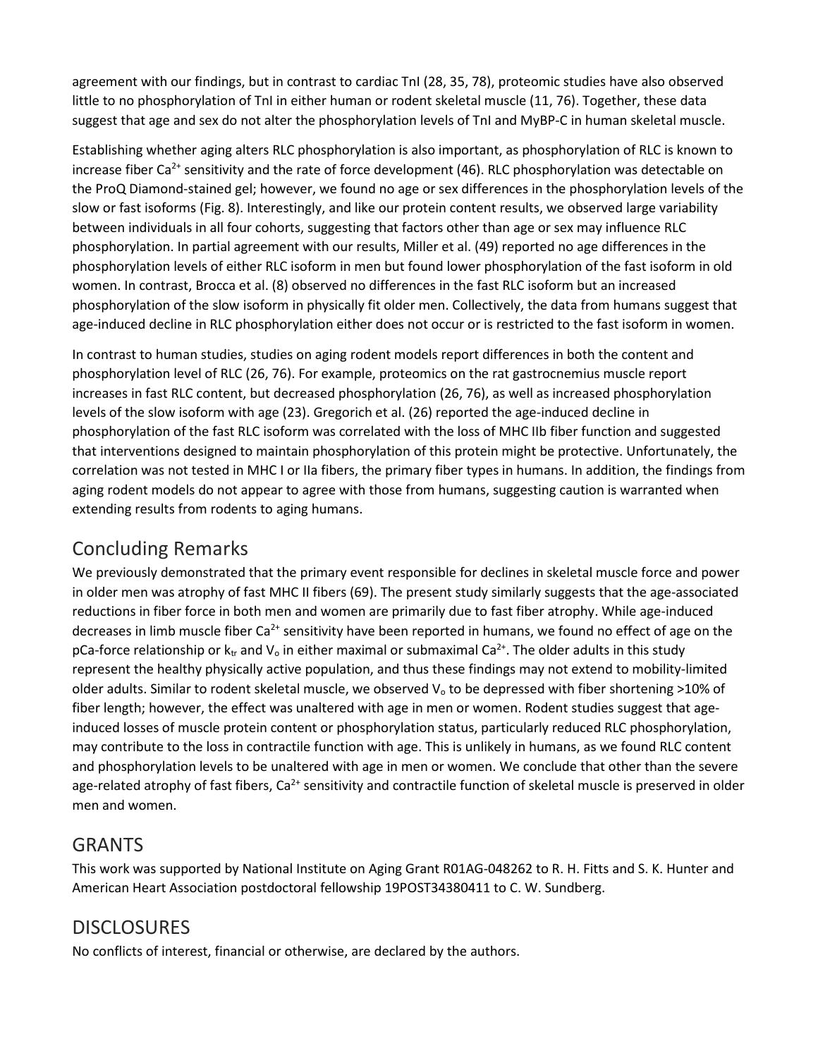agreement with our findings, but in contrast to cardiac TnI (28, 35, 78), proteomic studies have also observed little to no phosphorylation of TnI in either human or rodent skeletal muscle (11, 76). Together, these data suggest that age and sex do not alter the phosphorylation levels of TnI and MyBP-C in human skeletal muscle.

Establishing whether aging alters RLC phosphorylation is also important, as phosphorylation of RLC is known to increase fiber $Ca^{2+}$ sensitivity and the rate of force development (46). RLC phosphorylation was detectable on the ProQ Diamond-stained gel; however, we found no age or sex differences in the phosphorylation levels of the slow or fast isoforms (Fig. 8). Interestingly, and like our protein content results, we observed large variability between individuals in all four cohorts, suggesting that factors other than age or sex may influence RLC phosphorylation. In partial agreement with our results, Miller et al. (49) reported no age differences in the phosphorylation levels of either RLC isoform in men but found lower phosphorylation of the fast isoform in old women. In contrast, Brocca et al. (8) observed no differences in the fast RLC isoform but an increased phosphorylation of the slow isoform in physically fit older men. Collectively, the data from humans suggest that age-induced decline in RLC phosphorylation either does not occur or is restricted to the fast isoform in women.

In contrast to human studies, studies on aging rodent models report differences in both the content and phosphorylation level of RLC (26, 76). For example, proteomics on the rat gastrocnemius muscle report increases in fast RLC content, but decreased phosphorylation (26, 76), as well as increased phosphorylation levels of the slow isoform with age (23). Gregorich et al. (26) reported the age-induced decline in phosphorylation of the fast RLC isoform was correlated with the loss of MHC IIb fiber function and suggested that interventions designed to maintain phosphorylation of this protein might be protective. Unfortunately, the correlation was not tested in MHC I or IIa fibers, the primary fiber types in humans. In addition, the findings from aging rodent models do not appear to agree with those from humans, suggesting caution is warranted when extending results from rodents to aging humans.

## Concluding Remarks

We previously demonstrated that the primary event responsible for declines in skeletal muscle force and power in older men was atrophy of fast MHC II fibers (69). The present study similarly suggests that the age-associated reductions in fiber force in both men and women are primarily due to fast fiber atrophy. While age-induced decreases in limb muscle fiber $Ca^{2+}$ sensitivity have been reported in humans, we found no effect of age on the pCa-force relationship or $k_{tr}$ and $V_o$ in either maximal or submaximal $Ca^{2+}$. The older adults in this study represent the healthy physically active population, and thus these findings may not extend to mobility-limited older adults. Similar to rodent skeletal muscle, we observed $V_o$ to be depressed with fiber shortening >10% of fiber length; however, the effect was unaltered with age in men or women. Rodent studies suggest that age-induced losses of muscle protein content or phosphorylation status, particularly reduced RLC phosphorylation, may contribute to the loss in contractile function with age. This is unlikely in humans, as we found RLC content and phosphorylation levels to be unaltered with age in men or women. We conclude that other than the severe age-related atrophy of fast fibers, $Ca^{2+}$ sensitivity and contractile function of skeletal muscle is preserved in older men and women.

## GRANTS

This work was supported by National Institute on Aging Grant R01AG-048262 to R. H. Fitts and S. K. Hunter and American Heart Association postdoctoral fellowship 19POST34380411 to C. W. Sundberg.

## DISCLOSURES

No conflicts of interest, financial or otherwise, are declared by the authors.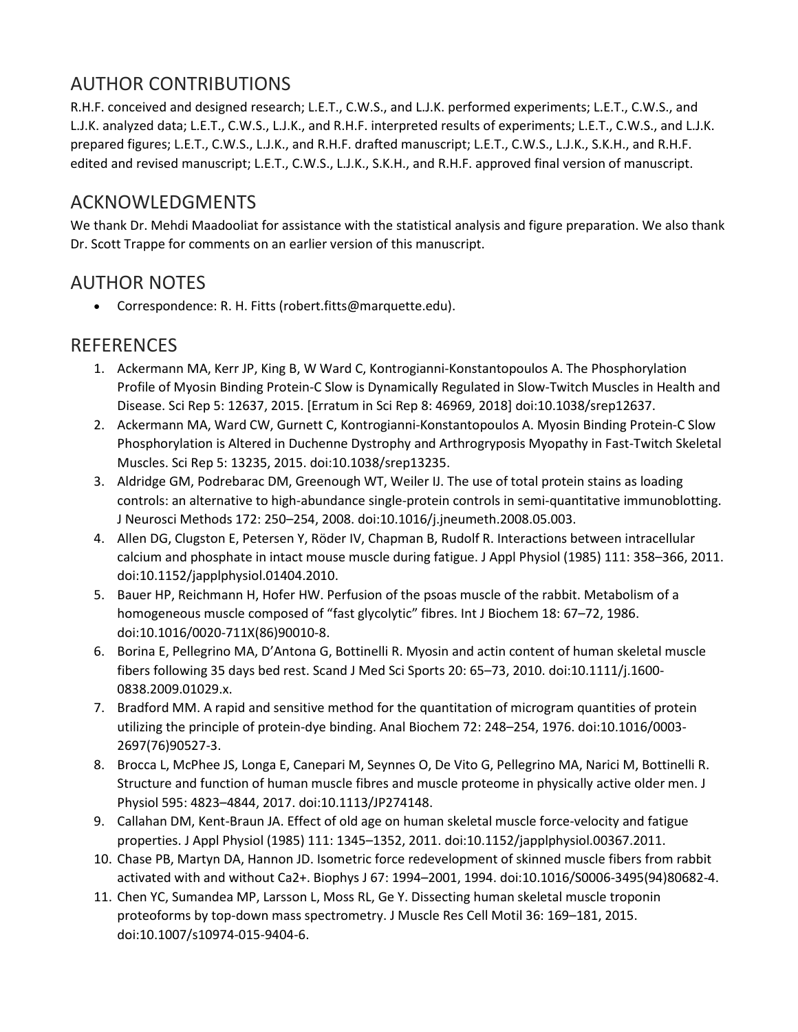## AUTHOR CONTRIBUTIONS

R.H.F. conceived and designed research; L.E.T., C.W.S., and L.J.K. performed experiments; L.E.T., C.W.S., and L.J.K. analyzed data; L.E.T., C.W.S., L.J.K., and R.H.F. interpreted results of experiments; L.E.T., C.W.S., and L.J.K. prepared figures; L.E.T., C.W.S., L.J.K., and R.H.F. drafted manuscript; L.E.T., C.W.S., L.J.K., S.K.H., and R.H.F. edited and revised manuscript; L.E.T., C.W.S., L.J.K., S.K.H., and R.H.F. approved final version of manuscript.

## ACKNOWLEDGMENTS

We thank Dr. Mehdi Maadooliat for assistance with the statistical analysis and figure preparation. We also thank Dr. Scott Trappe for comments on an earlier version of this manuscript.

## AUTHOR NOTES

- Correspondence: R. H. Fitts (robert.fitts@marquette.edu).

## REFERENCES

1. Ackermann MA, Kerr JP, King B, W Ward C, Kontrogianni-Konstantopoulos A. The Phosphorylation Profile of Myosin Binding Protein-C Slow is Dynamically Regulated in Slow-Twitch Muscles in Health and Disease. Sci Rep 5: 12637, 2015. [Erratum in Sci Rep 8: 46969, 2018] doi:10.1038/srep12637.
2. Ackermann MA, Ward CW, Gurnett C, Kontrogianni-Konstantopoulos A. Myosin Binding Protein-C Slow Phosphorylation is Altered in Duchenne Dystrophy and Arthrogryposis Myopathy in Fast-Twitch Skeletal Muscles. Sci Rep 5: 13235, 2015. doi:10.1038/srep13235.
3. Aldridge GM, Podrebarac DM, Greenough WT, Weiler IJ. The use of total protein stains as loading controls: an alternative to high-abundance single-protein controls in semi-quantitative immunoblotting. J Neurosci Methods 172: 250–254, 2008. doi:10.1016/j.jneumeth.2008.05.003.
4. Allen DG, Clugston E, Petersen Y, Röder IV, Chapman B, Rudolf R. Interactions between intracellular calcium and phosphate in intact mouse muscle during fatigue. J Appl Physiol (1985) 111: 358–366, 2011. doi:10.1152/japplphysiol.01404.2010.
5. Bauer HP, Reichmann H, Hofer HW. Perfusion of the psoas muscle of the rabbit. Metabolism of a homogeneous muscle composed of "fast glycolytic" fibres. Int J Biochem 18: 67–72, 1986. doi:10.1016/0020-711X(86)90010-8.
6. Borina E, Pellegrino MA, D'Antona G, Bottinelli R. Myosin and actin content of human skeletal muscle fibers following 35 days bed rest. Scand J Med Sci Sports 20: 65–73, 2010. doi:10.1111/j.1600-0838.2009.01029.x.
7. Bradford MM. A rapid and sensitive method for the quantitation of microgram quantities of protein utilizing the principle of protein-dye binding. Anal Biochem 72: 248–254, 1976. doi:10.1016/0003-2697(76)90527-3.
8. Brocca L, McPhee JS, Longa E, Canepari M, Seynnes O, De Vito G, Pellegrino MA, Narici M, Bottinelli R. Structure and function of human muscle fibres and muscle proteome in physically active older men. J Physiol 595: 4823–4844, 2017. doi:10.1113/JP274148.
9. Callahan DM, Kent-Braun JA. Effect of old age on human skeletal muscle force-velocity and fatigue properties. J Appl Physiol (1985) 111: 1345–1352, 2011. doi:10.1152/japplphysiol.00367.2011.
10. Chase PB, Martyn DA, Hannon JD. Isometric force redevelopment of skinned muscle fibers from rabbit activated with and without Ca2+. Biophys J 67: 1994–2001, 1994. doi:10.1016/S0006-3495(94)80682-4.
11. Chen YC, Sumandea MP, Larsson L, Moss RL, Ge Y. Dissecting human skeletal muscle troponin proteoforms by top-down mass spectrometry. J Muscle Res Cell Motil 36: 169–181, 2015. doi:10.1007/s10974-015-9404-6.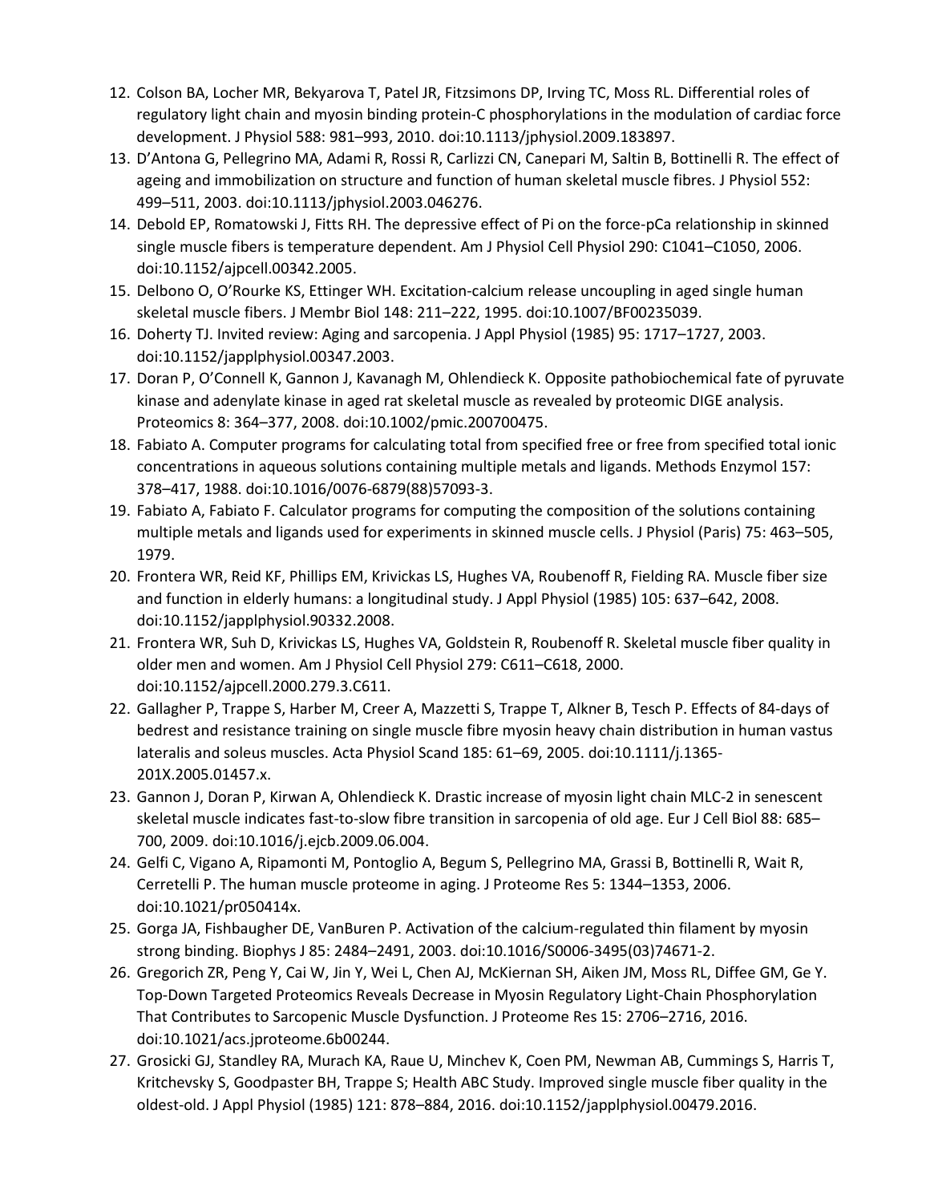12. Colson BA, Locher MR, Bekyarova T, Patel JR, Fitzsimons DP, Irving TC, Moss RL. Differential roles of regulatory light chain and myosin binding protein-C phosphorylations in the modulation of cardiac force development. J Physiol 588: 981–993, 2010. doi:10.1113/jphysiol.2009.183897.
13. D'Antona G, Pellegrino MA, Adami R, Rossi R, Carlizzi CN, Canepari M, Saltin B, Bottinelli R. The effect of ageing and immobilization on structure and function of human skeletal muscle fibres. J Physiol 552: 499–511, 2003. doi:10.1113/jphysiol.2003.046276.
14. Debold EP, Romatowski J, Fitts RH. The depressive effect of Pi on the force-pCa relationship in skinned single muscle fibers is temperature dependent. Am J Physiol Cell Physiol 290: C1041–C1050, 2006. doi:10.1152/ajpcell.00342.2005.
15. Delbono O, O'Rourke KS, Ettinger WH. Excitation-calcium release uncoupling in aged single human skeletal muscle fibers. J Membr Biol 148: 211–222, 1995. doi:10.1007/BF00235039.
16. Doherty TJ. Invited review: Aging and sarcopenia. J Appl Physiol (1985) 95: 1717–1727, 2003. doi:10.1152/japplphysiol.00347.2003.
17. Doran P, O'Connell K, Gannon J, Kavanagh M, Ohlendieck K. Opposite pathobiochemical fate of pyruvate kinase and adenylate kinase in aged rat skeletal muscle as revealed by proteomic DIGE analysis. Proteomics 8: 364–377, 2008. doi:10.1002/pmic.200700475.
18. Fabiato A. Computer programs for calculating total from specified free or free from specified total ionic concentrations in aqueous solutions containing multiple metals and ligands. Methods Enzymol 157: 378–417, 1988. doi:10.1016/0076-6879(88)57093-3.
19. Fabiato A, Fabiato F. Calculator programs for computing the composition of the solutions containing multiple metals and ligands used for experiments in skinned muscle cells. J Physiol (Paris) 75: 463–505, 1979.
20. Frontera WR, Reid KF, Phillips EM, Krivickas LS, Hughes VA, Roubenoff R, Fielding RA. Muscle fiber size and function in elderly humans: a longitudinal study. J Appl Physiol (1985) 105: 637–642, 2008. doi:10.1152/japplphysiol.90332.2008.
21. Frontera WR, Suh D, Krivickas LS, Hughes VA, Goldstein R, Roubenoff R. Skeletal muscle fiber quality in older men and women. Am J Physiol Cell Physiol 279: C611–C618, 2000. doi:10.1152/ajpcell.2000.279.3.C611.
22. Gallagher P, Trappe S, Harber M, Creer A, Mazzetti S, Trappe T, Alkner B, Tesch P. Effects of 84-days of bedrest and resistance training on single muscle fibre myosin heavy chain distribution in human vastus lateralis and soleus muscles. Acta Physiol Scand 185: 61–69, 2005. doi:10.1111/j.1365-201X.2005.01457.x.
23. Gannon J, Doran P, Kirwan A, Ohlendieck K. Drastic increase of myosin light chain MLC-2 in senescent skeletal muscle indicates fast-to-slow fibre transition in sarcopenia of old age. Eur J Cell Biol 88: 685–700, 2009. doi:10.1016/j.ejcb.2009.06.004.
24. Gelfi C, Vigano A, Ripamonti M, Pontoglio A, Begum S, Pellegrino MA, Grassi B, Bottinelli R, Wait R, Cerretelli P. The human muscle proteome in aging. J Proteome Res 5: 1344–1353, 2006. doi:10.1021/pr050414x.
25. Gorga JA, Fishbaugher DE, VanBuren P. Activation of the calcium-regulated thin filament by myosin strong binding. Biophys J 85: 2484–2491, 2003. doi:10.1016/S0006-3495(03)74671-2.
26. Gregorich ZR, Peng Y, Cai W, Jin Y, Wei L, Chen AJ, McKiernan SH, Aiken JM, Moss RL, Diffee GM, Ge Y. Top-Down Targeted Proteomics Reveals Decrease in Myosin Regulatory Light-Chain Phosphorylation That Contributes to Sarcopenic Muscle Dysfunction. J Proteome Res 15: 2706–2716, 2016. doi:10.1021/acs.jproteome.6b00244.
27. Grosicki GJ, Standley RA, Murach KA, Raue U, Minchev K, Coen PM, Newman AB, Cummings S, Harris T, Kritchevsky S, Goodpaster BH, Trappe S; Health ABC Study. Improved single muscle fiber quality in the oldest-old. J Appl Physiol (1985) 121: 878–884, 2016. doi:10.1152/japplphysiol.00479.2016.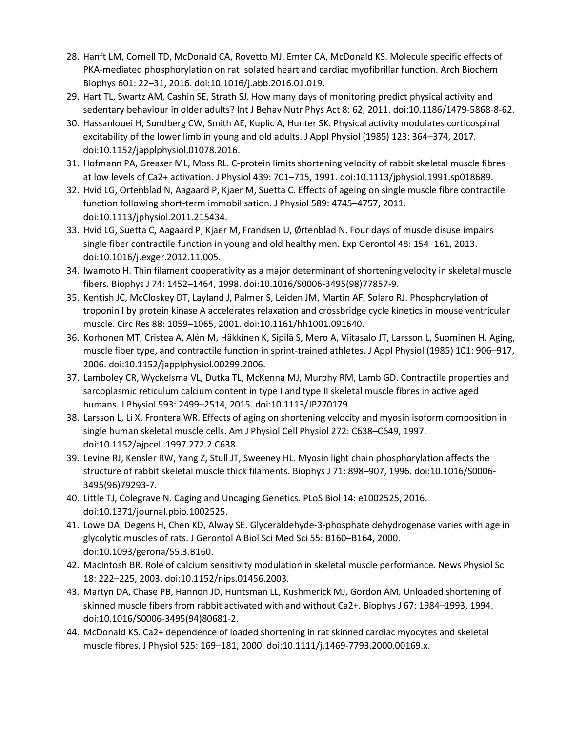28. Hanft LM, Cornell TD, McDonald CA, Rovetto MJ, Emter CA, McDonald KS. Molecule specific effects of PKA-mediated phosphorylation on rat isolated heart and cardiac myofibrillar function. Arch Biochem Biophys 601: 22–31, 2016. doi:10.1016/j.abb.2016.01.019.
29. Hart TL, Swartz AM, Cashin SE, Strath SJ. How many days of monitoring predict physical activity and sedentary behaviour in older adults? Int J Behav Nutr Phys Act 8: 62, 2011. doi:10.1186/1479-5868-8-62.
30. Hassanlouei H, Sundberg CW, Smith AE, Kuplic A, Hunter SK. Physical activity modulates corticospinal excitability of the lower limb in young and old adults. J Appl Physiol (1985) 123: 364–374, 2017. doi:10.1152/japplphysiol.01078.2016.
31. Hofmann PA, Greaser ML, Moss RL. C-protein limits shortening velocity of rabbit skeletal muscle fibres at low levels of Ca2+ activation. J Physiol 439: 701–715, 1991. doi:10.1113/jphysiol.1991.sp018689.
32. Hvid LG, Ortenblad N, Aagaard P, Kjaer M, Suetta C. Effects of ageing on single muscle fibre contractile function following short-term immobilisation. J Physiol 589: 4745–4757, 2011. doi:10.1113/jphysiol.2011.215434.
33. Hvid LG, Suetta C, Aagaard P, Kjaer M, Frandsen U, Ørtenblad N. Four days of muscle disuse impairs single fiber contractile function in young and old healthy men. Exp Gerontol 48: 154–161, 2013. doi:10.1016/j.exger.2012.11.005.
34. Iwamoto H. Thin filament cooperativity as a major determinant of shortening velocity in skeletal muscle fibers. Biophys J 74: 1452–1464, 1998. doi:10.1016/S0006-3495(98)77857-9.
35. Kentish JC, McCloskey DT, Layland J, Palmer S, Leiden JM, Martin AF, Solaro RJ. Phosphorylation of troponin I by protein kinase A accelerates relaxation and crossbridge cycle kinetics in mouse ventricular muscle. Circ Res 88: 1059–1065, 2001. doi:10.1161/hh1001.091640.
36. Korhonen MT, Cristea A, Alén M, Häkkinen K, Sipilä S, Mero A, Viitasalo JT, Larsson L, Suominen H. Aging, muscle fiber type, and contractile function in sprint-trained athletes. J Appl Physiol (1985) 101: 906–917, 2006. doi:10.1152/japplphysiol.00299.2006.
37. Lamboley CR, Wyckelsma VL, Dutka TL, McKenna MJ, Murphy RM, Lamb GD. Contractile properties and sarcoplasmic reticulum calcium content in type I and type II skeletal muscle fibres in active aged humans. J Physiol 593: 2499–2514, 2015. doi:10.1113/JP270179.
38. Larsson L, Li X, Frontera WR. Effects of aging on shortening velocity and myosin isoform composition in single human skeletal muscle cells. Am J Physiol Cell Physiol 272: C638–C649, 1997. doi:10.1152/ajpcell.1997.272.2.C638.
39. Levine RJ, Kensler RW, Yang Z, Stull JT, Sweeney HL. Myosin light chain phosphorylation affects the structure of rabbit skeletal muscle thick filaments. Biophys J 71: 898–907, 1996. doi:10.1016/S0006-3495(96)79293-7.
40. Little TJ, Colegrave N. Caging and Uncaging Genetics. PLoS Biol 14: e1002525, 2016. doi:10.1371/journal.pbio.1002525.
41. Lowe DA, Degens H, Chen KD, Alway SE. Glyceraldehyde-3-phosphate dehydrogenase varies with age in glycolytic muscles of rats. J Gerontol A Biol Sci Med Sci 55: B160–B164, 2000. doi:10.1093/gerona/55.3.B160.
42. MacIntosh BR. Role of calcium sensitivity modulation in skeletal muscle performance. News Physiol Sci 18: 222–225, 2003. doi:10.1152/nips.01456.2003.
43. Martyn DA, Chase PB, Hannon JD, Huntsman LL, Kushmerick MJ, Gordon AM. Unloaded shortening of skinned muscle fibers from rabbit activated with and without Ca2+. Biophys J 67: 1984–1993, 1994. doi:10.1016/S0006-3495(94)80681-2.
44. McDonald KS. Ca2+ dependence of loaded shortening in rat skinned cardiac myocytes and skeletal muscle fibres. J Physiol 525: 169–181, 2000. doi:10.1111/j.1469-7793.2000.00169.x.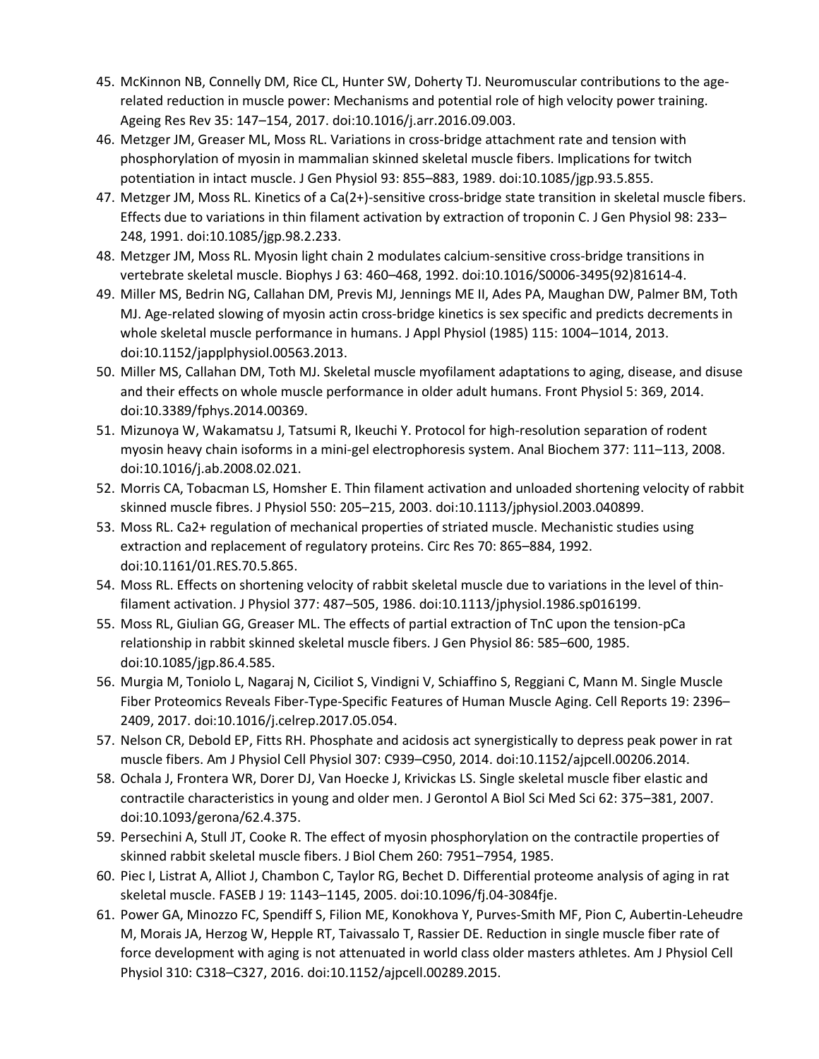45. McKinnon NB, Connelly DM, Rice CL, Hunter SW, Doherty TJ. Neuromuscular contributions to the age-related reduction in muscle power: Mechanisms and potential role of high velocity power training. Ageing Res Rev 35: 147–154, 2017. doi:10.1016/j.arr.2016.09.003.
46. Metzger JM, Greaser ML, Moss RL. Variations in cross-bridge attachment rate and tension with phosphorylation of myosin in mammalian skinned skeletal muscle fibers. Implications for twitch potentiation in intact muscle. J Gen Physiol 93: 855–883, 1989. doi:10.1085/jgp.93.5.855.
47. Metzger JM, Moss RL. Kinetics of a Ca(2+)-sensitive cross-bridge state transition in skeletal muscle fibers. Effects due to variations in thin filament activation by extraction of troponin C. J Gen Physiol 98: 233–248, 1991. doi:10.1085/jgp.98.2.233.
48. Metzger JM, Moss RL. Myosin light chain 2 modulates calcium-sensitive cross-bridge transitions in vertebrate skeletal muscle. Biophys J 63: 460–468, 1992. doi:10.1016/S0006-3495(92)81614-4.
49. Miller MS, Bedrin NG, Callahan DM, Previs MJ, Jennings ME II, Ades PA, Maughan DW, Palmer BM, Toth MJ. Age-related slowing of myosin actin cross-bridge kinetics is sex specific and predicts decrements in whole skeletal muscle performance in humans. J Appl Physiol (1985) 115: 1004–1014, 2013. doi:10.1152/japplphysiol.00563.2013.
50. Miller MS, Callahan DM, Toth MJ. Skeletal muscle myofilament adaptations to aging, disease, and disuse and their effects on whole muscle performance in older adult humans. Front Physiol 5: 369, 2014. doi:10.3389/fphys.2014.00369.
51. Mizunoya W, Wakamatsu J, Tatsumi R, Ikeuchi Y. Protocol for high-resolution separation of rodent myosin heavy chain isoforms in a mini-gel electrophoresis system. Anal Biochem 377: 111–113, 2008. doi:10.1016/j.ab.2008.02.021.
52. Morris CA, Tobacman LS, Homsher E. Thin filament activation and unloaded shortening velocity of rabbit skinned muscle fibres. J Physiol 550: 205–215, 2003. doi:10.1113/jphysiol.2003.040899.
53. Moss RL. Ca2+ regulation of mechanical properties of striated muscle. Mechanistic studies using extraction and replacement of regulatory proteins. Circ Res 70: 865–884, 1992. doi:10.1161/01.RES.70.5.865.
54. Moss RL. Effects on shortening velocity of rabbit skeletal muscle due to variations in the level of thin-filament activation. J Physiol 377: 487–505, 1986. doi:10.1113/jphysiol.1986.sp016199.
55. Moss RL, Giulian GG, Greaser ML. The effects of partial extraction of TnC upon the tension-pCa relationship in rabbit skinned skeletal muscle fibers. J Gen Physiol 86: 585–600, 1985. doi:10.1085/jgp.86.4.585.
56. Murgia M, Toniolo L, Nagaraj N, Ciciliot S, Vindigni V, Schiaffino S, Reggiani C, Mann M. Single Muscle Fiber Proteomics Reveals Fiber-Type-Specific Features of Human Muscle Aging. Cell Reports 19: 2396–2409, 2017. doi:10.1016/j.celrep.2017.05.054.
57. Nelson CR, Debold EP, Fitts RH. Phosphate and acidosis act synergistically to depress peak power in rat muscle fibers. Am J Physiol Cell Physiol 307: C939–C950, 2014. doi:10.1152/ajpcell.00206.2014.
58. Ochala J, Frontera WR, Dorer DJ, Van Hoecke J, Krivickas LS. Single skeletal muscle fiber elastic and contractile characteristics in young and older men. J Gerontol A Biol Sci Med Sci 62: 375–381, 2007. doi:10.1093/gerona/62.4.375.
59. Persechini A, Stull JT, Cooke R. The effect of myosin phosphorylation on the contractile properties of skinned rabbit skeletal muscle fibers. J Biol Chem 260: 7951–7954, 1985.
60. Piec I, Listrat A, Alliot J, Chambon C, Taylor RG, Bechet D. Differential proteome analysis of aging in rat skeletal muscle. FASEB J 19: 1143–1145, 2005. doi:10.1096/fj.04-3084fje.
61. Power GA, Minozzo FC, Spendiff S, Filion ME, Konokhova Y, Purves-Smith MF, Pion C, Aubertin-Leheudre M, Morais JA, Herzog W, Hepple RT, Taivassalo T, Rassier DE. Reduction in single muscle fiber rate of force development with aging is not attenuated in world class older masters athletes. Am J Physiol Cell Physiol 310: C318–C327, 2016. doi:10.1152/ajpcell.00289.2015.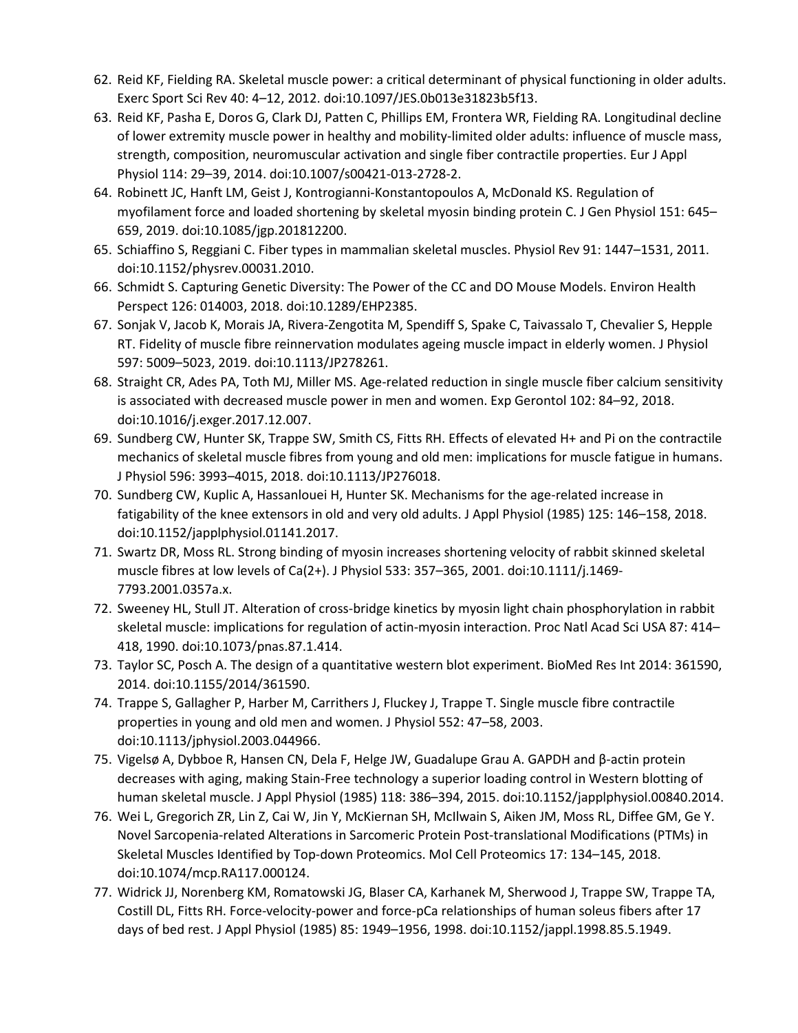62. Reid KF, Fielding RA. Skeletal muscle power: a critical determinant of physical functioning in older adults. Exerc Sport Sci Rev 40: 4–12, 2012. doi:10.1097/JES.0b013e31823b5f13.
63. Reid KF, Pasha E, Doros G, Clark DJ, Patten C, Phillips EM, Frontera WR, Fielding RA. Longitudinal decline of lower extremity muscle power in healthy and mobility-limited older adults: influence of muscle mass, strength, composition, neuromuscular activation and single fiber contractile properties. Eur J Appl Physiol 114: 29–39, 2014. doi:10.1007/s00421-013-2728-2.
64. Robinett JC, Hanft LM, Geist J, Kontrogianni-Konstantopoulos A, McDonald KS. Regulation of myofilament force and loaded shortening by skeletal myosin binding protein C. J Gen Physiol 151: 645–659, 2019. doi:10.1085/jgp.201812200.
65. Schiaffino S, Reggiani C. Fiber types in mammalian skeletal muscles. Physiol Rev 91: 1447–1531, 2011. doi:10.1152/physrev.00031.2010.
66. Schmidt S. Capturing Genetic Diversity: The Power of the CC and DO Mouse Models. Environ Health Perspect 126: 014003, 2018. doi:10.1289/EHP2385.
67. Sonjak V, Jacob K, Morais JA, Rivera-Zengotita M, Spendiff S, Spake C, Taivassalo T, Chevalier S, Hepple RT. Fidelity of muscle fibre reinnervation modulates ageing muscle impact in elderly women. J Physiol 597: 5009–5023, 2019. doi:10.1113/JP278261.
68. Straight CR, Ades PA, Toth MJ, Miller MS. Age-related reduction in single muscle fiber calcium sensitivity is associated with decreased muscle power in men and women. Exp Gerontol 102: 84–92, 2018. doi:10.1016/j.exger.2017.12.007.
69. Sundberg CW, Hunter SK, Trappe SW, Smith CS, Fitts RH. Effects of elevated H+ and Pi on the contractile mechanics of skeletal muscle fibres from young and old men: implications for muscle fatigue in humans. J Physiol 596: 3993–4015, 2018. doi:10.1113/JP276018.
70. Sundberg CW, Kuplic A, Hassanlouei H, Hunter SK. Mechanisms for the age-related increase in fatigability of the knee extensors in old and very old adults. J Appl Physiol (1985) 125: 146–158, 2018. doi:10.1152/japplphysiol.01141.2017.
71. Swartz DR, Moss RL. Strong binding of myosin increases shortening velocity of rabbit skinned skeletal muscle fibres at low levels of Ca(2+). J Physiol 533: 357–365, 2001. doi:10.1111/j.1469-7793.2001.0357a.x.
72. Sweeney HL, Stull JT. Alteration of cross-bridge kinetics by myosin light chain phosphorylation in rabbit skeletal muscle: implications for regulation of actin-myosin interaction. Proc Natl Acad Sci USA 87: 414–418, 1990. doi:10.1073/pnas.87.1.414.
73. Taylor SC, Posch A. The design of a quantitative western blot experiment. BioMed Res Int 2014: 361590, 2014. doi:10.1155/2014/361590.
74. Trappe S, Gallagher P, Harber M, Carrithers J, Fluckey J, Trappe T. Single muscle fibre contractile properties in young and old men and women. J Physiol 552: 47–58, 2003. doi:10.1113/jphysiol.2003.044966.
75. Vigelsø A, Dybboe R, Hansen CN, Dela F, Helge JW, Guadalupe Grau A. GAPDH and β-actin protein decreases with aging, making Stain-Free technology a superior loading control in Western blotting of human skeletal muscle. J Appl Physiol (1985) 118: 386–394, 2015. doi:10.1152/japplphysiol.00840.2014.
76. Wei L, Gregorich ZR, Lin Z, Cai W, Jin Y, McKiernan SH, McIlwain S, Aiken JM, Moss RL, Diffee GM, Ge Y. Novel Sarcopenia-related Alterations in Sarcomeric Protein Post-translational Modifications (PTMs) in Skeletal Muscles Identified by Top-down Proteomics. Mol Cell Proteomics 17: 134–145, 2018. doi:10.1074/mcp.RA117.000124.
77. Widrick JJ, Norenberg KM, Romatowski JG, Blaser CA, Karhanek M, Sherwood J, Trappe SW, Trappe TA, Costill DL, Fitts RH. Force-velocity-power and force-pCa relationships of human soleus fibers after 17 days of bed rest. J Appl Physiol (1985) 85: 1949–1956, 1998. doi:10.1152/jappl.1998.85.5.1949.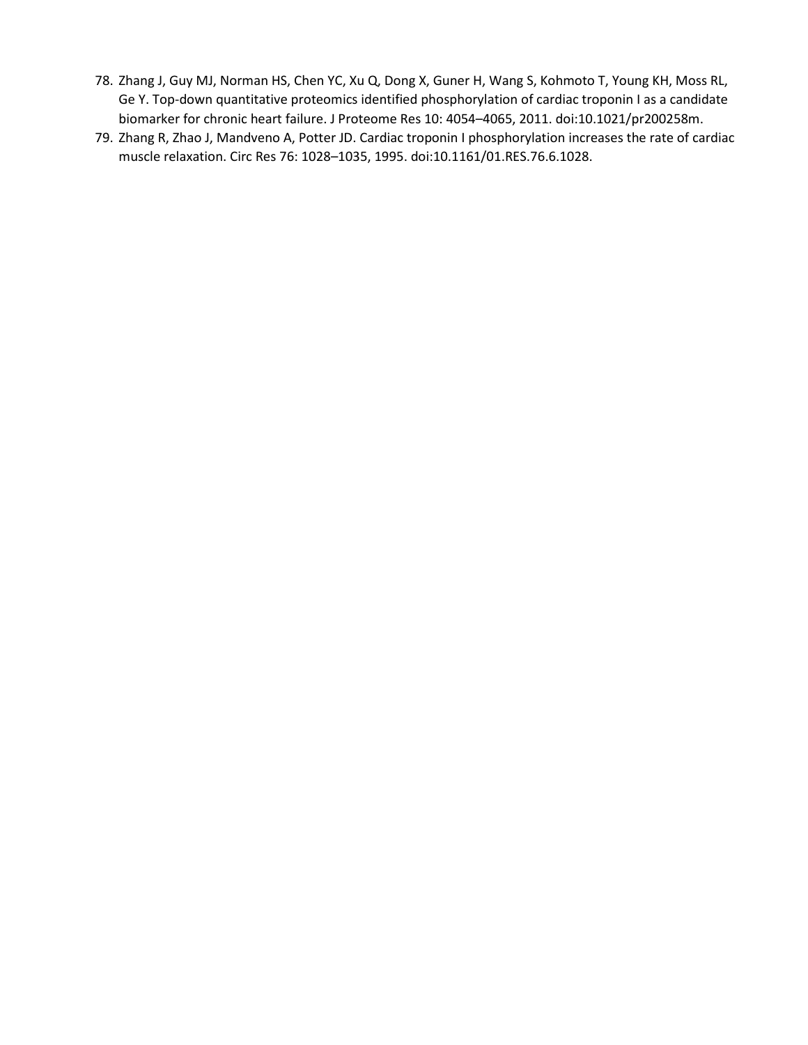78. Zhang J, Guy MJ, Norman HS, Chen YC, Xu Q, Dong X, Guner H, Wang S, Kohmoto T, Young KH, Moss RL, Ge Y. Top-down quantitative proteomics identified phosphorylation of cardiac troponin I as a candidate biomarker for chronic heart failure. J Proteome Res 10: 4054–4065, 2011. doi:10.1021/pr200258m.
79. Zhang R, Zhao J, Mandveno A, Potter JD. Cardiac troponin I phosphorylation increases the rate of cardiac muscle relaxation. Circ Res 76: 1028–1035, 1995. doi:10.1161/01.RES.76.6.1028.